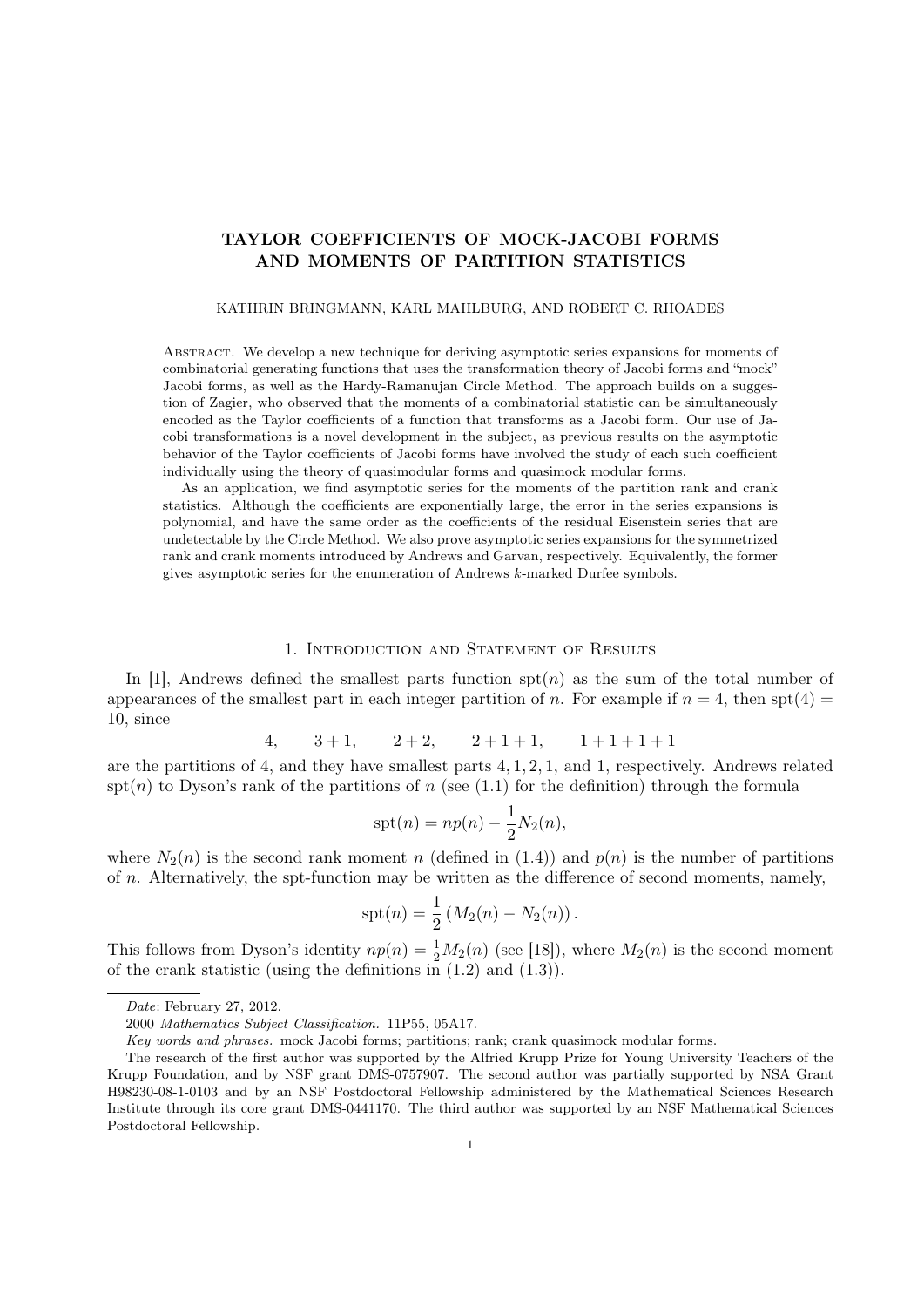# TAYLOR COEFFICIENTS OF MOCK-JACOBI FORMS AND MOMENTS OF PARTITION STATISTICS

KATHRIN BRINGMANN, KARL MAHLBURG, AND ROBERT C. RHOADES

Abstract. We develop a new technique for deriving asymptotic series expansions for moments of combinatorial generating functions that uses the transformation theory of Jacobi forms and "mock" Jacobi forms, as well as the Hardy-Ramanujan Circle Method. The approach builds on a suggestion of Zagier, who observed that the moments of a combinatorial statistic can be simultaneously encoded as the Taylor coefficients of a function that transforms as a Jacobi form. Our use of Jacobi transformations is a novel development in the subject, as previous results on the asymptotic behavior of the Taylor coefficients of Jacobi forms have involved the study of each such coefficient individually using the theory of quasimodular forms and quasimock modular forms.

As an application, we find asymptotic series for the moments of the partition rank and crank statistics. Although the coefficients are exponentially large, the error in the series expansions is polynomial, and have the same order as the coefficients of the residual Eisenstein series that are undetectable by the Circle Method. We also prove asymptotic series expansions for the symmetrized rank and crank moments introduced by Andrews and Garvan, respectively. Equivalently, the former gives asymptotic series for the enumeration of Andrews $k$-marked Durfee symbols.

## 1. Introduction and Statement of Results

In [1], Andrews defined the smallest parts function $\mathrm{spt}(n)$ as the sum of the total number of appearances of the smallest part in each integer partition of $n$. For example if $n = 4$, then $\mathrm{spt}(4) = 10$, since

$$4, \qquad 3+1, \qquad 2+2, \qquad 2+1+1, \qquad 1+1+1+1$$

are the partitions of 4, and they have smallest parts $4, 1, 2, 1$, and $1$, respectively. Andrews related $\mathrm{spt}(n)$ to Dyson's rank of the partitions of $n$ (see (1.1) for the definition) through the formula

$$\mathrm{spt}(n) = np(n) - \frac{1}{2}N_2(n),$$

where $N_2(n)$ is the second rank moment $n$ (defined in (1.4)) and $p(n)$ is the number of partitions of $n$. Alternatively, the spt-function may be written as the difference of second moments, namely,

$$\mathrm{spt}(n) = \frac{1}{2}\left(M_2(n) - N_2(n)\right).$$

This follows from Dyson's identity $np(n) = \frac{1}{2}M_2(n)$ (see [18]), where $M_2(n)$ is the second moment of the crank statistic (using the definitions in (1.2) and (1.3)).

---

*Date*: February 27, 2012.

2000 *Mathematics Subject Classification.* 11P55, 05A17.

*Key words and phrases.* mock Jacobi forms; partitions; rank; crank quasimock modular forms.

The research of the first author was supported by the Alfried Krupp Prize for Young University Teachers of the Krupp Foundation, and by NSF grant DMS-0757907. The second author was partially supported by NSA Grant H98230-08-1-0103 and by an NSF Postdoctoral Fellowship administered by the Mathematical Sciences Research Institute through its core grant DMS-0441170. The third author was supported by an NSF Mathematical Sciences Postdoctoral Fellowship.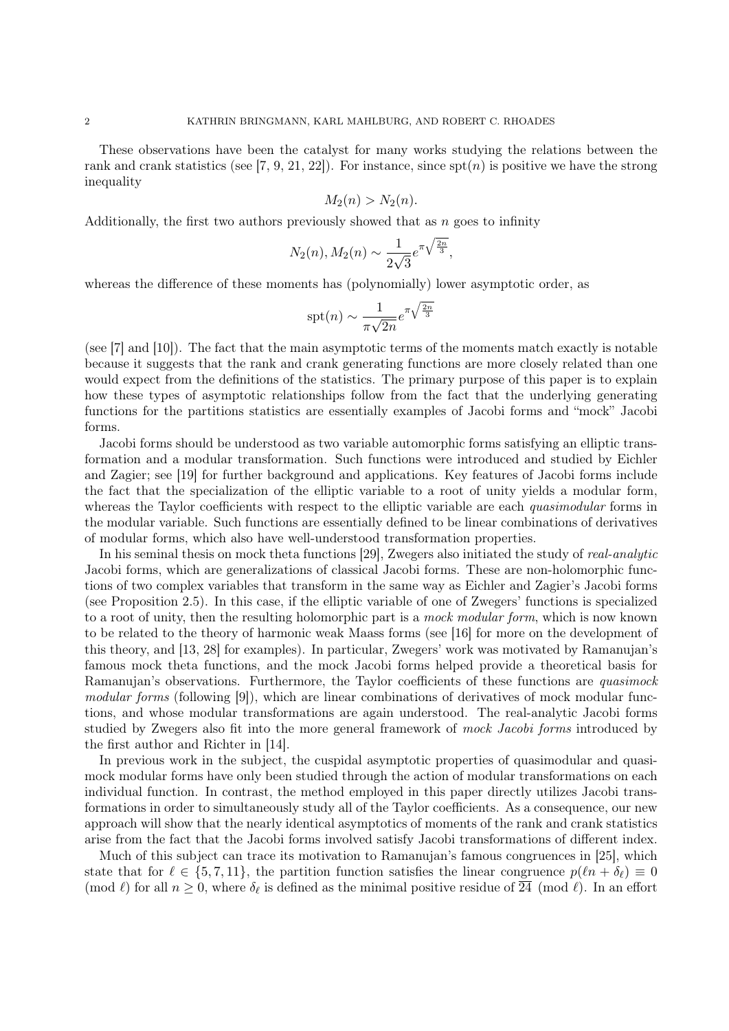These observations have been the catalyst for many works studying the relations between the rank and crank statistics (see [7, 9, 21, 22]). For instance, since $\mathrm{spt}(n)$ is positive we have the strong inequality

$$M_2(n) > N_2(n).$$

Additionally, the first two authors previously showed that as $n$ goes to infinity

$$N_2(n), M_2(n) \sim \frac{1}{2\sqrt{3}} e^{\pi\sqrt{\frac{2n}{3}}},$$

whereas the difference of these moments has (polynomially) lower asymptotic order, as

$$\mathrm{spt}(n) \sim \frac{1}{\pi\sqrt{2n}} e^{\pi\sqrt{\frac{2n}{3}}}$$

(see [7] and [10]). The fact that the main asymptotic terms of the moments match exactly is notable because it suggests that the rank and crank generating functions are more closely related than one would expect from the definitions of the statistics. The primary purpose of this paper is to explain how these types of asymptotic relationships follow from the fact that the underlying generating functions for the partitions statistics are essentially examples of Jacobi forms and "mock" Jacobi forms.

Jacobi forms should be understood as two variable automorphic forms satisfying an elliptic transformation and a modular transformation. Such functions were introduced and studied by Eichler and Zagier; see [19] for further background and applications. Key features of Jacobi forms include the fact that the specialization of the elliptic variable to a root of unity yields a modular form, whereas the Taylor coefficients with respect to the elliptic variable are each *quasimodular* forms in the modular variable. Such functions are essentially defined to be linear combinations of derivatives of modular forms, which also have well-understood transformation properties.

In his seminal thesis on mock theta functions [29], Zwegers also initiated the study of *real-analytic* Jacobi forms, which are generalizations of classical Jacobi forms. These are non-holomorphic functions of two complex variables that transform in the same way as Eichler and Zagier's Jacobi forms (see Proposition 2.5). In this case, if the elliptic variable of one of Zwegers' functions is specialized to a root of unity, then the resulting holomorphic part is a *mock modular form*, which is now known to be related to the theory of harmonic weak Maass forms (see [16] for more on the development of this theory, and [13, 28] for examples). In particular, Zwegers' work was motivated by Ramanujan's famous mock theta functions, and the mock Jacobi forms helped provide a theoretical basis for Ramanujan's observations. Furthermore, the Taylor coefficients of these functions are *quasimock modular forms* (following [9]), which are linear combinations of derivatives of mock modular functions, and whose modular transformations are again understood. The real-analytic Jacobi forms studied by Zwegers also fit into the more general framework of *mock Jacobi forms* introduced by the first author and Richter in [14].

In previous work in the subject, the cuspidal asymptotic properties of quasimodular and quasimock modular forms have only been studied through the action of modular transformations on each individual function. In contrast, the method employed in this paper directly utilizes Jacobi transformations in order to simultaneously study all of the Taylor coefficients. As a consequence, our new approach will show that the nearly identical asymptotics of moments of the rank and crank statistics arise from the fact that the Jacobi forms involved satisfy Jacobi transformations of different index.

Much of this subject can trace its motivation to Ramanujan's famous congruences in [25], which state that for $\ell \in \{5, 7, 11\}$, the partition function satisfies the linear congruence $p(\ell n + \delta_\ell) \equiv 0 \pmod{\ell}$ for all $n \geq 0$, where $\delta_\ell$ is defined as the minimal positive residue of $\overline{24} \pmod{\ell}$. In an effort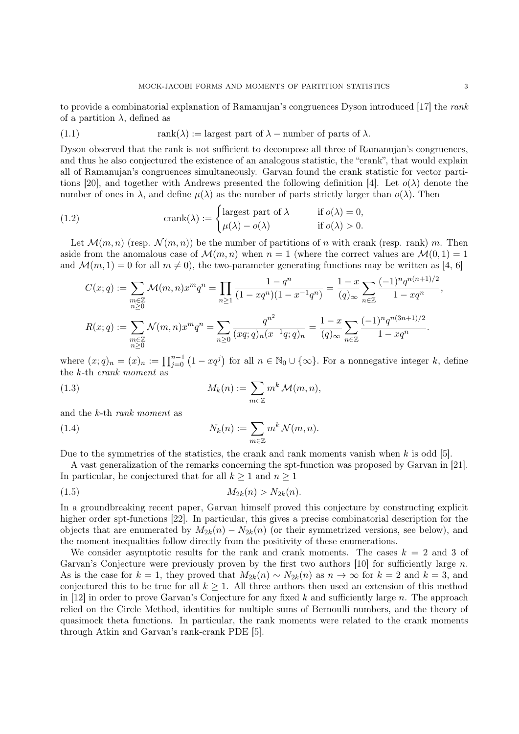to provide a combinatorial explanation of Ramanujan's congruences Dyson introduced [17] the *rank* of a partition $\lambda$, defined as

$$\text{rank}(\lambda) := \text{largest part of } \lambda - \text{number of parts of } \lambda. \tag{1.1}$$

Dyson observed that the rank is not sufficient to decompose all three of Ramanujan's congruences, and thus he also conjectured the existence of an analogous statistic, the "crank", that would explain all of Ramanujan's congruences simultaneously. Garvan found the crank statistic for vector partitions [20], and together with Andrews presented the following definition [4]. Let $o(\lambda)$ denote the number of ones in $\lambda$, and define $\mu(\lambda)$ as the number of parts strictly larger than $o(\lambda)$. Then

$$\text{crank}(\lambda) := \begin{cases} \text{largest part of } \lambda & \text{if } o(\lambda) = 0, \\ \mu(\lambda) - o(\lambda) & \text{if } o(\lambda) > 0. \end{cases} \tag{1.2}$$

Let $\mathcal{M}(m,n)$ (resp. $\mathcal{N}(m,n)$) be the number of partitions of $n$ with crank (resp. rank) $m$. Then aside from the anomalous case of $\mathcal{M}(m,n)$ when $n = 1$ (where the correct values are $\mathcal{M}(0,1) = 1$ and $\mathcal{M}(m,1) = 0$ for all $m \neq 0$), the two-parameter generating functions may be written as [4, 6]

$$C(x;q) := \sum_{\substack{m \in \mathbb{Z} \\ n \geq 0}} \mathcal{M}(m,n) x^m q^n = \prod_{n \geq 1} \frac{1-q^n}{(1-xq^n)(1-x^{-1}q^n)} = \frac{1-x}{(q)_\infty} \sum_{n \in \mathbb{Z}} \frac{(-1)^n q^{n(n+1)/2}}{1-xq^n},$$

$$R(x;q) := \sum_{\substack{m \in \mathbb{Z} \\ n \geq 0}} \mathcal{N}(m,n) x^m q^n = \sum_{n \geq 0} \frac{q^{n^2}}{(xq;q)_n (x^{-1}q;q)_n} = \frac{1-x}{(q)_\infty} \sum_{n \in \mathbb{Z}} \frac{(-1)^n q^{n(3n+1)/2}}{1-xq^n}.$$

where $(x;q)_n = (x)_n := \prod_{j=0}^{n-1} \left(1 - xq^j\right)$ for all $n \in \mathbb{N}_0 \cup \{\infty\}$. For a nonnegative integer $k$, define the $k$-th *crank moment* as

$$M_k(n) := \sum_{m \in \mathbb{Z}} m^k \, \mathcal{M}(m,n), \tag{1.3}$$

and the $k$-th *rank moment* as

$$N_k(n) := \sum_{m \in \mathbb{Z}} m^k \, \mathcal{N}(m,n). \tag{1.4}$$

Due to the symmetries of the statistics, the crank and rank moments vanish when $k$ is odd [5].

A vast generalization of the remarks concerning the spt-function was proposed by Garvan in [21]. In particular, he conjectured that for all $k \geq 1$ and $n \geq 1$

$$M_{2k}(n) > N_{2k}(n). \tag{1.5}$$

In a groundbreaking recent paper, Garvan himself proved this conjecture by constructing explicit higher order spt-functions [22]. In particular, this gives a precise combinatorial description for the objects that are enumerated by $M_{2k}(n) - N_{2k}(n)$ (or their symmetrized versions, see below), and the moment inequalities follow directly from the positivity of these enumerations.

We consider asymptotic results for the rank and crank moments. The cases $k = 2$ and $3$ of Garvan's Conjecture were previously proven by the first two authors [10] for sufficiently large $n$. As is the case for $k = 1$, they proved that $M_{2k}(n) \sim N_{2k}(n)$ as $n \to \infty$ for $k = 2$ and $k = 3$, and conjectured this to be true for all $k \geq 1$. All three authors then used an extension of this method in [12] in order to prove Garvan's Conjecture for any fixed $k$ and sufficiently large $n$. The approach relied on the Circle Method, identities for multiple sums of Bernoulli numbers, and the theory of quasimock theta functions. In particular, the rank moments were related to the crank moments through Atkin and Garvan's rank-crank PDE [5].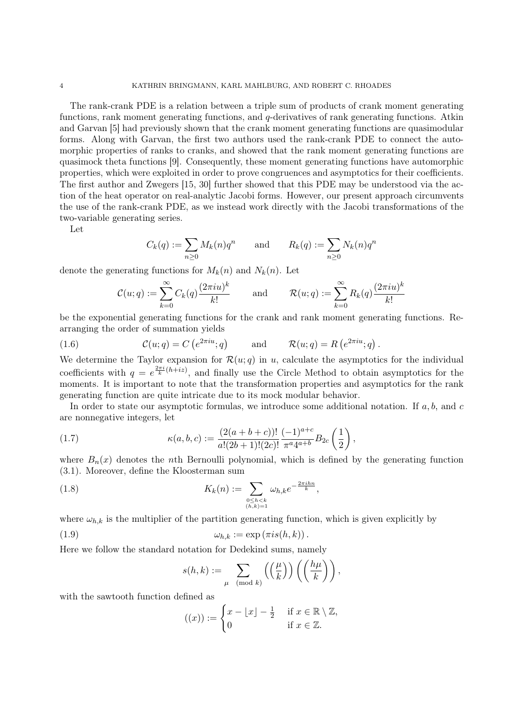The rank-crank PDE is a relation between a triple sum of products of crank moment generating functions, rank moment generating functions, and $q$-derivatives of rank generating functions. Atkin and Garvan [5] had previously shown that the crank moment generating functions are quasimodular forms. Along with Garvan, the first two authors used the rank-crank PDE to connect the automorphic properties of ranks to cranks, and showed that the rank moment generating functions are quasimock theta functions [9]. Consequently, these moment generating functions have automorphic properties, which were exploited in order to prove congruences and asymptotics for their coefficients. The first author and Zwegers [15, 30] further showed that this PDE may be understood via the action of the heat operator on real-analytic Jacobi forms. However, our present approach circumvents the use of the rank-crank PDE, as we instead work directly with the Jacobi transformations of the two-variable generating series.

Let

$$C_k(q) := \sum_{n \geq 0} M_k(n) q^n \qquad \text{and} \qquad R_k(q) := \sum_{n \geq 0} N_k(n) q^n$$

denote the generating functions for $M_k(n)$ and $N_k(n)$. Let

$$\mathcal{C}(u;q) := \sum_{k=0}^{\infty} C_k(q) \frac{(2\pi i u)^k}{k!} \qquad \text{and} \qquad \mathcal{R}(u;q) := \sum_{k=0}^{\infty} R_k(q) \frac{(2\pi i u)^k}{k!}$$

be the exponential generating functions for the crank and rank moment generating functions. Rearranging the order of summation yields

$$\mathcal{C}(u;q) = C\left(e^{2\pi i u};q\right) \qquad \text{and} \qquad \mathcal{R}(u;q) = R\left(e^{2\pi i u};q\right). \tag{1.6}$$

We determine the Taylor expansion for $\mathcal{R}(u;q)$ in $u$, calculate the asymptotics for the individual coefficients with $q = e^{\frac{2\pi i}{k}(h+iz)}$, and finally use the Circle Method to obtain asymptotics for the moments. It is important to note that the transformation properties and asymptotics for the rank generating function are quite intricate due to its mock modular behavior.

In order to state our asymptotic formulas, we introduce some additional notation. If $a, b$, and $c$ are nonnegative integers, let

$$\kappa(a,b,c) := \frac{(2(a+b+c))!}{a!(2b+1)!(2c)!} \frac{(-1)^{a+c}}{\pi^a 4^{a+b}} B_{2c}\left(\frac{1}{2}\right), \tag{1.7}$$

where $B_n(x)$ denotes the $n$th Bernoulli polynomial, which is defined by the generating function (3.1). Moreover, define the Kloosterman sum

$$K_k(n) := \sum_{\substack{0 \leq h < k \\ (h,k)=1}} \omega_{h,k} e^{-\frac{2\pi i h n}{k}}, \tag{1.8}$$

where $\omega_{h,k}$ is the multiplier of the partition generating function, which is given explicitly by

$$\omega_{h,k} := \exp\left(\pi i s(h,k)\right). \tag{1.9}$$

Here we follow the standard notation for Dedekind sums, namely

$$s(h,k) := \sum_{\mu \pmod{k}} \left(\left(\frac{\mu}{k}\right)\right) \left(\left(\frac{h\mu}{k}\right)\right),$$

with the sawtooth function defined as

$$((x)) := \begin{cases} x - \lfloor x \rfloor - \frac{1}{2} & \text{if } x \in \mathbb{R} \setminus \mathbb{Z}, \\ 0 & \text{if } x \in \mathbb{Z}. \end{cases}$$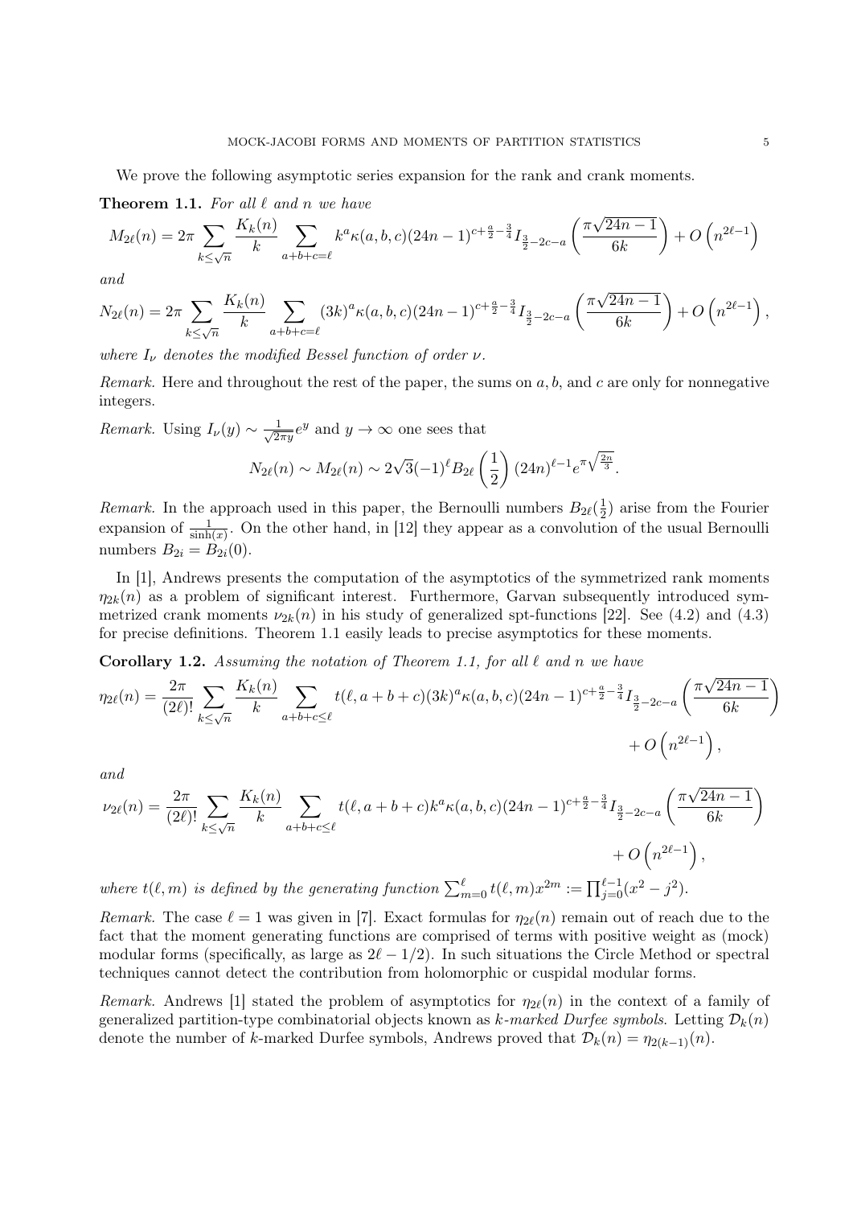We prove the following asymptotic series expansion for the rank and crank moments.

**Theorem 1.1.** *For all $\ell$ and $n$ we have*

$$M_{2\ell}(n) = 2\pi \sum_{k\leq\sqrt{n}} \frac{K_k(n)}{k} \sum_{a+b+c=\ell} k^a \kappa(a,b,c)(24n-1)^{c+\frac{a}{2}-\frac{3}{4}} I_{\frac{3}{2}-2c-a}\left(\frac{\pi\sqrt{24n-1}}{6k}\right) + O\left(n^{2\ell-1}\right)$$

*and*

$$N_{2\ell}(n) = 2\pi \sum_{k\leq\sqrt{n}} \frac{K_k(n)}{k} \sum_{a+b+c=\ell} (3k)^a \kappa(a,b,c)(24n-1)^{c+\frac{a}{2}-\frac{3}{4}} I_{\frac{3}{2}-2c-a}\left(\frac{\pi\sqrt{24n-1}}{6k}\right) + O\left(n^{2\ell-1}\right),$$

*where $I_\nu$ denotes the modified Bessel function of order $\nu$.*

*Remark.* Here and throughout the rest of the paper, the sums on $a, b$, and $c$ are only for nonnegative integers.

*Remark.* Using $I_\nu(y) \sim \frac{1}{\sqrt{2\pi y}} e^y$ and $y \to \infty$ one sees that

$$N_{2\ell}(n) \sim M_{2\ell}(n) \sim 2\sqrt{3}(-1)^\ell B_{2\ell}\left(\frac{1}{2}\right)(24n)^{\ell-1} e^{\pi\sqrt{\frac{2n}{3}}}.$$

*Remark.* In the approach used in this paper, the Bernoulli numbers $B_{2\ell}(\frac{1}{2})$ arise from the Fourier expansion of $\frac{1}{\sinh(x)}$. On the other hand, in [12] they appear as a convolution of the usual Bernoulli numbers $B_{2i} = B_{2i}(0)$.

In [1], Andrews presents the computation of the asymptotics of the symmetrized rank moments $\eta_{2k}(n)$ as a problem of significant interest. Furthermore, Garvan subsequently introduced symmetrized crank moments $\nu_{2k}(n)$ in his study of generalized spt-functions [22]. See (4.2) and (4.3) for precise definitions. Theorem 1.1 easily leads to precise asymptotics for these moments.

**Corollary 1.2.** *Assuming the notation of Theorem 1.1, for all $\ell$ and $n$ we have*

$$\eta_{2\ell}(n) = \frac{2\pi}{(2\ell)!} \sum_{k\leq\sqrt{n}} \frac{K_k(n)}{k} \sum_{a+b+c\leq\ell} t(\ell, a+b+c)(3k)^a \kappa(a,b,c)(24n-1)^{c+\frac{a}{2}-\frac{3}{4}} I_{\frac{3}{2}-2c-a}\left(\frac{\pi\sqrt{24n-1}}{6k}\right) + O\left(n^{2\ell-1}\right),$$

*and*

$$\nu_{2\ell}(n) = \frac{2\pi}{(2\ell)!} \sum_{k\leq\sqrt{n}} \frac{K_k(n)}{k} \sum_{a+b+c\leq\ell} t(\ell, a+b+c) k^a \kappa(a,b,c)(24n-1)^{c+\frac{a}{2}-\frac{3}{4}} I_{\frac{3}{2}-2c-a}\left(\frac{\pi\sqrt{24n-1}}{6k}\right) + O\left(n^{2\ell-1}\right),$$

*where $t(\ell, m)$ is defined by the generating function $\sum_{m=0}^{\ell} t(\ell, m)x^{2m} := \prod_{j=0}^{\ell-1}(x^2 - j^2)$.*

*Remark.* The case $\ell = 1$ was given in [7]. Exact formulas for $\eta_{2\ell}(n)$ remain out of reach due to the fact that the moment generating functions are comprised of terms with positive weight as (mock) modular forms (specifically, as large as $2\ell - 1/2$). In such situations the Circle Method or spectral techniques cannot detect the contribution from holomorphic or cuspidal modular forms.

*Remark.* Andrews [1] stated the problem of asymptotics for $\eta_{2\ell}(n)$ in the context of a family of generalized partition-type combinatorial objects known as *k-marked Durfee symbols*. Letting $\mathcal{D}_k(n)$ denote the number of $k$-marked Durfee symbols, Andrews proved that $\mathcal{D}_k(n) = \eta_{2(k-1)}(n)$.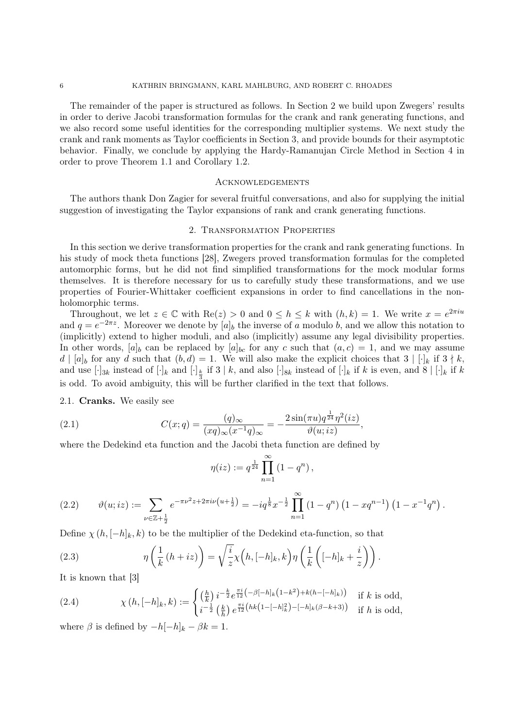The remainder of the paper is structured as follows. In Section 2 we build upon Zwegers' results in order to derive Jacobi transformation formulas for the crank and rank generating functions, and we also record some useful identities for the corresponding multiplier systems. We next study the crank and rank moments as Taylor coefficients in Section 3, and provide bounds for their asymptotic behavior. Finally, we conclude by applying the Hardy-Ramanujan Circle Method in Section 4 in order to prove Theorem 1.1 and Corollary 1.2.

## Acknowledgements

The authors thank Don Zagier for several fruitful conversations, and also for supplying the initial suggestion of investigating the Taylor expansions of rank and crank generating functions.

## 2. Transformation Properties

In this section we derive transformation properties for the crank and rank generating functions. In his study of mock theta functions [28], Zwegers proved transformation formulas for the completed automorphic forms, but he did not find simplified transformations for the mock modular forms themselves. It is therefore necessary for us to carefully study these transformations, and we use properties of Fourier-Whittaker coefficient expansions in order to find cancellations in the non-holomorphic terms.

Throughout, we let $z \in \mathbb{C}$ with $\mathrm{Re}(z) > 0$ and $0 \leq h \leq k$ with $(h,k) = 1$. We write $x = e^{2\pi i u}$ and $q = e^{-2\pi z}$. Moreover we denote by $[a]_b$ the inverse of $a$ modulo $b$, and we allow this notation to (implicitly) extend to higher moduli, and also (implicitly) assume any legal divisibility properties. In other words, $[a]_b$ can be replaced by $[a]_{bc}$ for any $c$ such that $(a,c) = 1$, and we may assume $d \mid [a]_b$ for any $d$ such that $(b,d) = 1$. We will also make the explicit choices that $3 \mid [\cdot]_k$ if $3 \nmid k$, and use $[\cdot]_{3k}$ instead of $[\cdot]_k$ and $[\cdot]_{\frac{k}{3}}$ if $3 \mid k$, and also $[\cdot]_{8k}$ instead of $[\cdot]_k$ if $k$ is even, and $8 \mid [\cdot]_k$ if $k$ is odd. To avoid ambiguity, this will be further clarified in the text that follows.

### 2.1. Cranks.

We easily see

$$C(x;q) = \frac{(q)_\infty}{(xq)_\infty (x^{-1}q)_\infty} = -\frac{2\sin(\pi u) q^{\frac{1}{24}} \eta^2(iz)}{\vartheta(u;iz)}, \tag{2.1}$$

where the Dedekind eta function and the Jacobi theta function are defined by

$$\eta(iz) := q^{\frac{1}{24}} \prod_{n=1}^{\infty} (1-q^n),$$

$$\vartheta(u;iz) := \sum_{\nu \in \mathbb{Z}+\frac{1}{2}} e^{-\pi\nu^2 z + 2\pi i\nu\left(u+\frac{1}{2}\right)} = -iq^{\frac{1}{8}} x^{-\frac{1}{2}} \prod_{n=1}^{\infty} (1-q^n)\left(1-xq^{n-1}\right)\left(1-x^{-1}q^n\right). \tag{2.2}$$

Define $\chi(h,[-h]_k,k)$ to be the multiplier of the Dedekind eta-function, so that

$$\eta\left(\frac{1}{k}(h+iz)\right) = \sqrt{\frac{i}{z}}\chi\Big(h,[-h]_k,k\Big)\eta\left(\frac{1}{k}\left([-h]_k + \frac{i}{z}\right)\right). \tag{2.3}$$

It is known that [3]

$$\chi(h,[-h]_k,k) := \begin{cases} \left(\frac{h}{k}\right) i^{-\frac{k}{2}} e^{\frac{\pi i}{12}\left(-\beta[-h]_k\left(1-k^2\right)+k\left(h-[-h]_k\right)\right)} & \text{if } k \text{ is odd,} \\ i^{-\frac{1}{2}}\left(\frac{k}{h}\right) e^{\frac{\pi i}{12}\left(hk\left(1-[-h]_k^2\right)-[-h]_k(\beta-k+3)\right)} & \text{if } h \text{ is odd,} \end{cases} \tag{2.4}$$

where $\beta$ is defined by $-h[-h]_k - \beta k = 1$.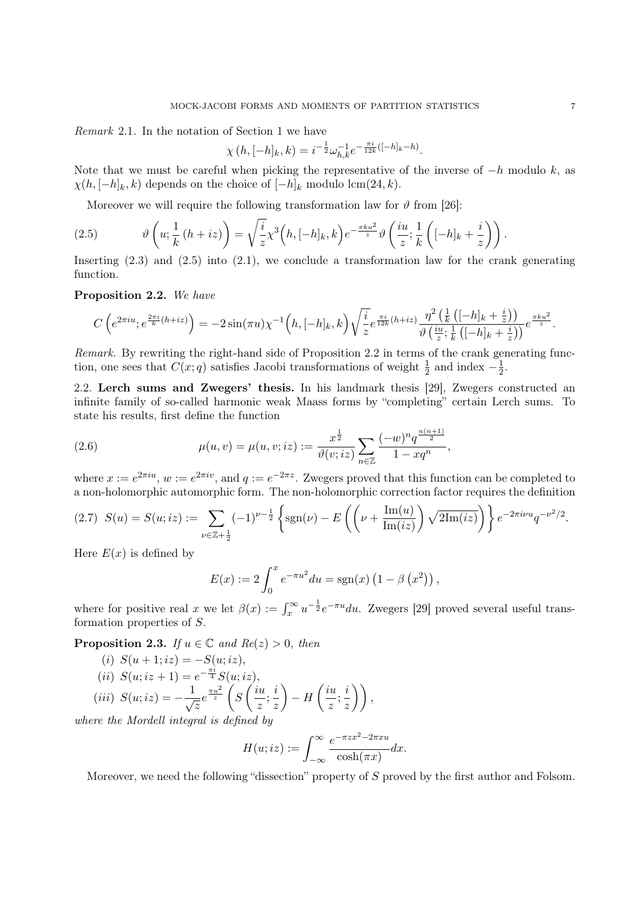*Remark* 2.1. In the notation of Section 1 we have

$$\chi\left(h,[-h]_k,k\right) = i^{-\frac{1}{2}}\omega_{h,k}^{-1}e^{-\frac{\pi i}{12k}([-h]_k-h)}.$$

Note that we must be careful when picking the representative of the inverse of $-h$ modulo $k$, as $\chi(h,[-h]_k,k)$ depends on the choice of $[-h]_k$ modulo $\mathrm{lcm}(24,k)$.

Moreover we will require the following transformation law for $\vartheta$ from [26]:

$$\vartheta\left(u;\frac{1}{k}\left(h+iz\right)\right) = \sqrt{\frac{i}{z}}\chi^3\Big(h,[-h]_k,k\Big)e^{-\frac{\pi k u^2}{z}}\vartheta\left(\frac{iu}{z};\frac{1}{k}\left([-h]_k+\frac{i}{z}\right)\right). \tag{2.5}$$

Inserting (2.3) and (2.5) into (2.1), we conclude a transformation law for the crank generating function.

**Proposition 2.2.** *We have*

$$C\left(e^{2\pi i u};e^{\frac{2\pi i}{k}(h+iz)}\right) = -2\sin(\pi u)\chi^{-1}\Big(h,[-h]_k,k\Big)\sqrt{\frac{i}{z}}e^{\frac{\pi i}{12k}(h+iz)}\frac{\eta^2\left(\frac{1}{k}\left([-h]_k+\frac{i}{z}\right)\right)}{\vartheta\left(\frac{iu}{z};\frac{1}{k}\left([-h]_k+\frac{i}{z}\right)\right)}e^{\frac{\pi k u^2}{z}}.$$

*Remark.* By rewriting the right-hand side of Proposition 2.2 in terms of the crank generating function, one sees that $C(x;q)$ satisfies Jacobi transformations of weight $\frac{1}{2}$ and index $-\frac{1}{2}$.

## 2.2. Lerch sums and Zwegers' thesis.

In his landmark thesis [29], Zwegers constructed an infinite family of so-called harmonic weak Maass forms by "completing" certain Lerch sums. To state his results, first define the function

$$\mu(u,v) = \mu(u,v;iz) := \frac{x^{\frac{1}{2}}}{\vartheta(v;iz)}\sum_{n\in\mathbb{Z}}\frac{(-w)^n q^{\frac{n(n+1)}{2}}}{1-xq^n}, \tag{2.6}$$

where $x := e^{2\pi i u}$, $w := e^{2\pi i v}$, and $q := e^{-2\pi z}$. Zwegers proved that this function can be completed to a non-holomorphic automorphic form. The non-holomorphic correction factor requires the definition

$$S(u) = S(u;iz) := \sum_{\nu\in\mathbb{Z}+\frac{1}{2}}(-1)^{\nu-\frac{1}{2}}\left\{\mathrm{sgn}(\nu) - E\left(\left(\nu+\frac{\mathrm{Im}(u)}{\mathrm{Im}(iz)}\right)\sqrt{2\mathrm{Im}(iz)}\right)\right\}e^{-2\pi i\nu u}q^{-\nu^2/2}. \tag{2.7}$$

Here $E(x)$ is defined by

$$E(x) := 2\int_0^x e^{-\pi u^2}du = \mathrm{sgn}(x)\left(1-\beta\left(x^2\right)\right),$$

where for positive real $x$ we let $\beta(x) := \int_x^\infty u^{-\frac{1}{2}}e^{-\pi u}du$. Zwegers [29] proved several useful transformation properties of $S$.

**Proposition 2.3.** *If $u\in\mathbb{C}$ and $Re(z)>0$, then*

(i) $S(u+1;iz) = -S(u;iz)$,

(ii) $S(u;iz+1) = e^{-\frac{\pi i}{4}}S(u;iz)$,

(iii) $S(u;iz) = -\frac{1}{\sqrt{z}}e^{\frac{\pi u^2}{z}}\left(S\left(\frac{iu}{z};\frac{i}{z}\right) - H\left(\frac{iu}{z};\frac{i}{z}\right)\right)$,

*where the Mordell integral is defined by*

$$H(u;iz) := \int_{-\infty}^{\infty}\frac{e^{-\pi z x^2 - 2\pi x u}}{\cosh(\pi x)}dx.$$

Moreover, we need the following "dissection" property of $S$ proved by the first author and Folsom.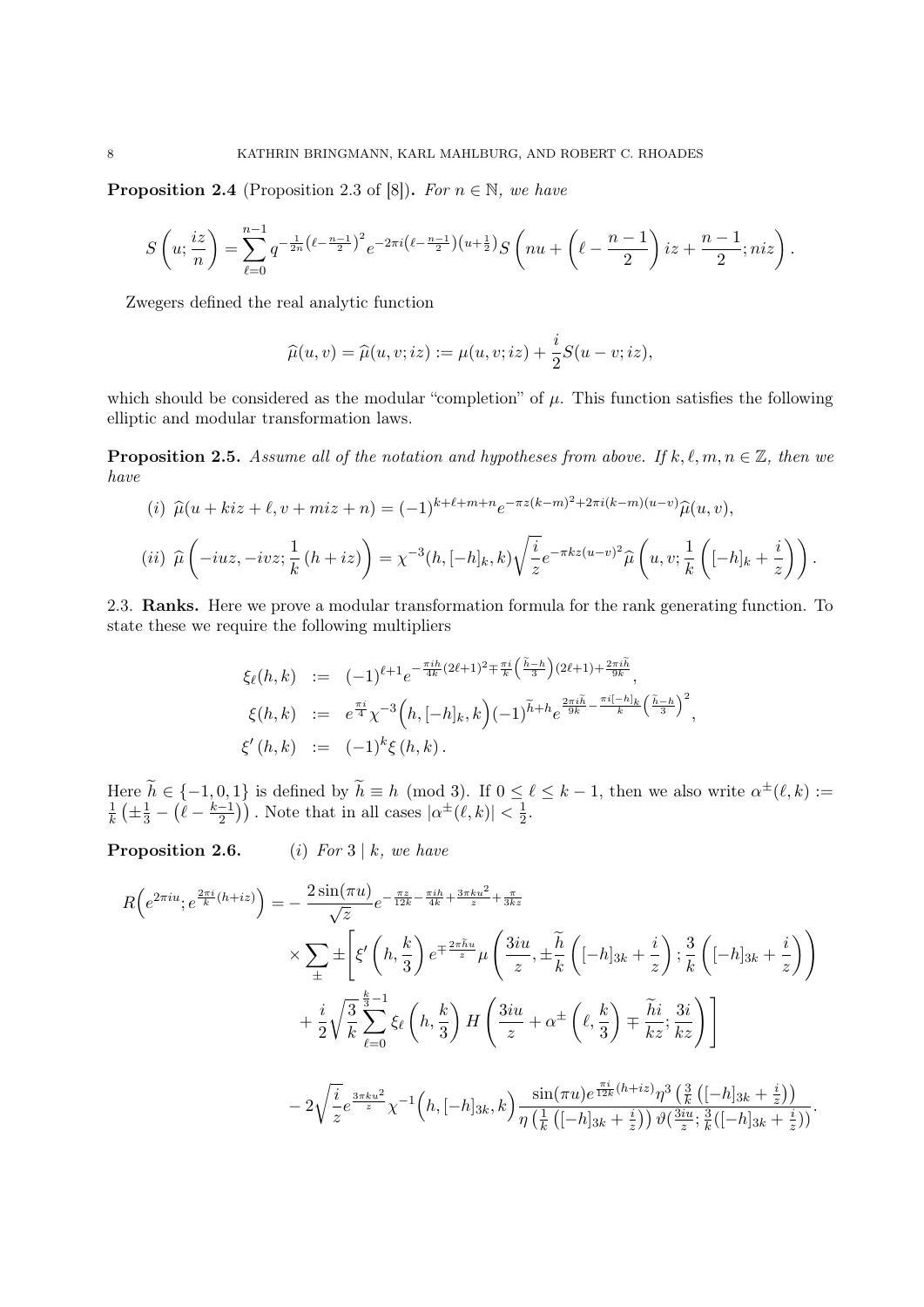**Proposition 2.4** (Proposition 2.3 of [8]). *For $n \in \mathbb{N}$, we have*

$$S\left(u; \frac{iz}{n}\right) = \sum_{\ell=0}^{n-1} q^{-\frac{1}{2n}\left(\ell - \frac{n-1}{2}\right)^2} e^{-2\pi i \left(\ell - \frac{n-1}{2}\right)\left(u + \frac{1}{2}\right)} S\left(nu + \left(\ell - \frac{n-1}{2}\right) iz + \frac{n-1}{2}; niz\right).$$

Zwegers defined the real analytic function

$$\widehat{\mu}(u,v) = \widehat{\mu}(u,v;iz) := \mu(u,v;iz) + \frac{i}{2} S(u-v;iz),$$

which should be considered as the modular "completion" of $\mu$. This function satisfies the following elliptic and modular transformation laws.

**Proposition 2.5.** *Assume all of the notation and hypotheses from above. If $k, \ell, m, n \in \mathbb{Z}$, then we have*

$$(i)\ \widehat{\mu}(u + kiz + \ell, v + miz + n) = (-1)^{k+\ell+m+n} e^{-\pi z (k-m)^2 + 2\pi i (k-m)(u-v)} \widehat{\mu}(u,v),$$

$$(ii)\ \widehat{\mu}\left(-iuz, -ivz; \frac{1}{k}(h + iz)\right) = \chi^{-3}(h, [-h]_k, k) \sqrt{\frac{i}{z}} e^{-\pi k z (u-v)^2} \widehat{\mu}\left(u, v; \frac{1}{k}\left([-h]_k + \frac{i}{z}\right)\right).$$

## 2.3. Ranks.

Here we prove a modular transformation formula for the rank generating function. To state these we require the following multipliers

$$\begin{aligned}
\xi_\ell(h,k) &:= (-1)^{\ell+1} e^{-\frac{\pi i h}{4k}(2\ell+1)^2 \mp \frac{\pi i}{k}\left(\frac{\widetilde{h}-h}{3}\right)(2\ell+1) + \frac{2\pi i \widetilde{h}}{9k}}, \\
\xi(h,k) &:= e^{\frac{\pi i}{4}} \chi^{-3}\left(h, [-h]_k, k\right) (-1)^{\widetilde{h}+h} e^{\frac{2\pi i \widetilde{h}}{9k} - \frac{\pi i [-h]_k}{k}\left(\frac{\widetilde{h}-h}{3}\right)^2}, \\
\xi'(h,k) &:= (-1)^k \xi(h,k).
\end{aligned}$$

Here $\widetilde{h} \in \{-1, 0, 1\}$ is defined by $\widetilde{h} \equiv h \pmod 3$. If $0 \le \ell \le k-1$, then we also write $\alpha^{\pm}(\ell, k) := \frac{1}{k}\left(\pm\frac{1}{3} - \left(\ell - \frac{k-1}{2}\right)\right)$. Note that in all cases $|\alpha^{\pm}(\ell,k)| < \frac{1}{2}$.

**Proposition 2.6.** (i) *For $3 \mid k$, we have*

$$\begin{aligned}
R\left(e^{2\pi i u}; e^{\frac{2\pi i}{k}(h+iz)}\right) = &- \frac{2\sin(\pi u)}{\sqrt{z}} e^{-\frac{\pi z}{12k} - \frac{\pi i h}{4k} + \frac{3\pi k u^2}{z} + \frac{\pi}{3kz}} \\
&\times \sum_{\pm} \pm \Bigg[ \xi'\left(h, \frac{k}{3}\right) e^{\mp \frac{2\pi \widetilde{h} u}{z}} \mu\left(\frac{3iu}{z}, \pm\frac{\widetilde{h}}{k}\left([-h]_{3k} + \frac{i}{z}\right); \frac{3}{k}\left([-h]_{3k} + \frac{i}{z}\right)\right) \\
&+ \frac{i}{2}\sqrt{\frac{3}{k}} \sum_{\ell=0}^{\frac{k}{3}-1} \xi_\ell\left(h, \frac{k}{3}\right) H\left(\frac{3iu}{z} + \alpha^{\pm}\left(\ell, \frac{k}{3}\right) \mp \frac{\widetilde{h} i}{kz}; \frac{3i}{kz}\right) \Bigg] \\
&- 2\sqrt{\frac{i}{z}} e^{\frac{3\pi k u^2}{z}} \chi^{-1}\left(h, [-h]_{3k}, k\right) \frac{\sin(\pi u) e^{\frac{\pi i}{12k}(h+iz)} \eta^3\left(\frac{3}{k}\left([-h]_{3k} + \frac{i}{z}\right)\right)}{\eta\left(\frac{1}{k}\left([-h]_{3k} + \frac{i}{z}\right)\right) \vartheta\left(\frac{3iu}{z}; \frac{3}{k}\left([-h]_{3k} + \frac{i}{z}\right)\right)}.
\end{aligned}$$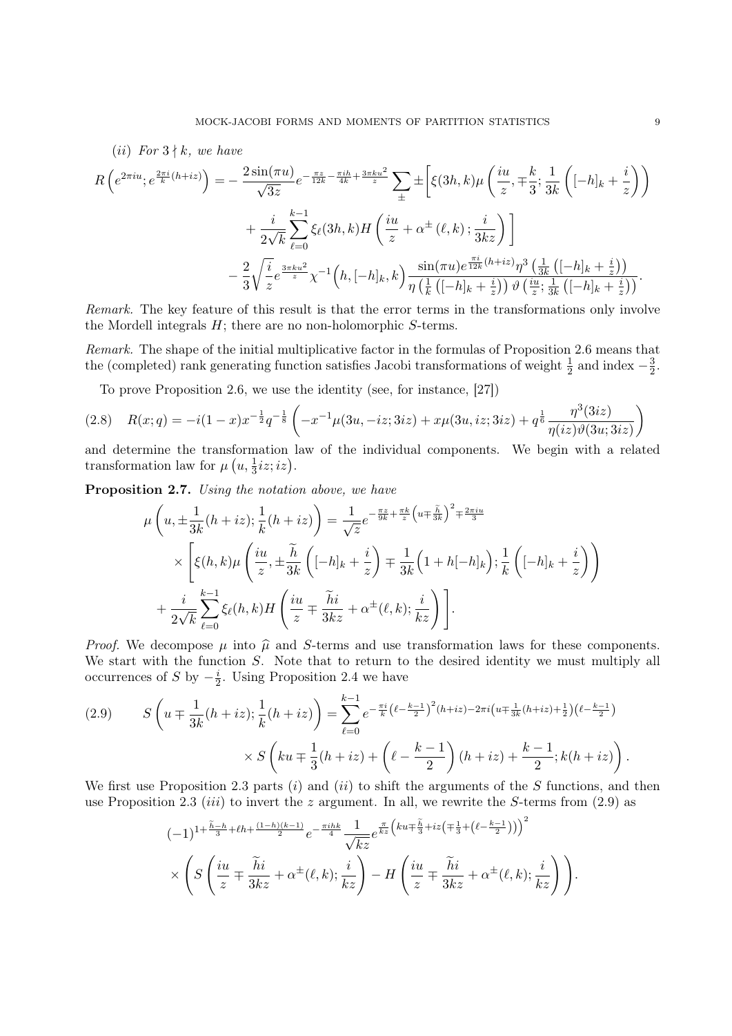(ii) *For $3 \nmid k$, we have*

$$R\left(e^{2\pi i u}; e^{\frac{2\pi i}{k}(h+iz)}\right) = -\frac{2\sin(\pi u)}{\sqrt{3z}} e^{-\frac{\pi z}{12k} - \frac{\pi i h}{4k} + \frac{3\pi k u^2}{z}} \sum_{\pm} \pm \Bigg[ \xi(3h,k) \mu\left(\frac{iu}{z}, \mp\frac{k}{3}; \frac{1}{3k}\left([-h]_k + \frac{i}{z}\right)\right)$$
$$+ \frac{i}{2\sqrt{k}} \sum_{\ell=0}^{k-1} \xi_\ell(3h,k) H\left(\frac{iu}{z} + \alpha^{\pm}(\ell,k); \frac{i}{3kz}\right)\Bigg]$$
$$- \frac{2}{3}\sqrt{\frac{i}{z}} e^{\frac{3\pi k u^2}{z}} \chi^{-1}\Big(h, [-h]_k, k\Big) \frac{\sin(\pi u) e^{\frac{\pi i}{12k}(h+iz)} \eta^3\left(\frac{1}{3k}\left([-h]_k + \frac{i}{z}\right)\right)}{\eta\left(\frac{1}{k}\left([-h]_k + \frac{i}{z}\right)\right) \vartheta\left(\frac{iu}{z}; \frac{1}{3k}\left([-h]_k + \frac{i}{z}\right)\right)}.$$

*Remark.* The key feature of this result is that the error terms in the transformations only involve the Mordell integrals $H$; there are no non-holomorphic $S$-terms.

*Remark.* The shape of the initial multiplicative factor in the formulas of Proposition 2.6 means that the (completed) rank generating function satisfies Jacobi transformations of weight $\frac{1}{2}$ and index $-\frac{3}{2}$.

To prove Proposition 2.6, we use the identity (see, for instance, [27])

$$R(x;q) = -i(1-x)x^{-\frac{1}{2}} q^{-\frac{1}{8}} \left(-x^{-1}\mu(3u, -iz; 3iz) + x\mu(3u, iz; 3iz) + q^{\frac{1}{6}} \frac{\eta^3(3iz)}{\eta(iz)\vartheta(3u; 3iz)}\right) \tag{2.8}$$

and determine the transformation law of the individual components. We begin with a related transformation law for $\mu\left(u, \frac{1}{3}iz; iz\right)$.

**Proposition 2.7.** *Using the notation above, we have*

$$\mu\left(u, \pm\frac{1}{3k}(h+iz); \frac{1}{k}(h+iz)\right) = \frac{1}{\sqrt{z}} e^{-\frac{\pi z}{9k} + \frac{\pi k}{z}\left(u \mp \frac{\widetilde{h}}{3k}\right)^2 \mp \frac{2\pi i u}{3}}$$
$$\times \left[\xi(h,k) \mu\left(\frac{iu}{z}, \pm\frac{\widetilde{h}}{3k}\left([-h]_k + \frac{i}{z}\right) \mp \frac{1}{3k}\Big(1 + h[-h]_k\Big); \frac{1}{k}\left([-h]_k + \frac{i}{z}\right)\right)\right.$$
$$\left. + \frac{i}{2\sqrt{k}} \sum_{\ell=0}^{k-1} \xi_\ell(h,k) H\left(\frac{iu}{z} \mp \frac{\widetilde{h}i}{3kz} + \alpha^{\pm}(\ell,k); \frac{i}{kz}\right)\right].$$

*Proof.* We decompose $\mu$ into $\widehat{\mu}$ and $S$-terms and use transformation laws for these components. We start with the function $S$. Note that to return to the desired identity we must multiply all occurrences of $S$ by $-\frac{i}{2}$. Using Proposition 2.4 we have

$$S\left(u \mp \frac{1}{3k}(h+iz); \frac{1}{k}(h+iz)\right) = \sum_{\ell=0}^{k-1} e^{-\frac{\pi i}{k}\left(\ell - \frac{k-1}{2}\right)^2 (h+iz) - 2\pi i \left(u \mp \frac{1}{3k}(h+iz) + \frac{1}{2}\right)\left(\ell - \frac{k-1}{2}\right)}$$
$$\times S\left(ku \mp \frac{1}{3}(h+iz) + \left(\ell - \frac{k-1}{2}\right)(h+iz) + \frac{k-1}{2}; k(h+iz)\right). \tag{2.9}$$

We first use Proposition 2.3 parts $(i)$ and $(ii)$ to shift the arguments of the $S$ functions, and then use Proposition 2.3 $(iii)$ to invert the $z$ argument. In all, we rewrite the $S$-terms from (2.9) as

$$(-1)^{1 + \frac{\widetilde{h} - h}{3} + \ell h + \frac{(1-h)(k-1)}{2}} e^{-\frac{\pi i h k}{4}} \frac{1}{\sqrt{kz}} e^{\frac{\pi}{kz}\left(ku \mp \frac{\widetilde{h}}{3} + iz\left(\mp\frac{1}{3} + \left(\ell - \frac{k-1}{2}\right)\right)\right)^2}$$
$$\times \left(S\left(\frac{iu}{z} \mp \frac{\widetilde{h}i}{3kz} + \alpha^{\pm}(\ell,k); \frac{i}{kz}\right) - H\left(\frac{iu}{z} \mp \frac{\widetilde{h}i}{3kz} + \alpha^{\pm}(\ell,k); \frac{i}{kz}\right)\right).$$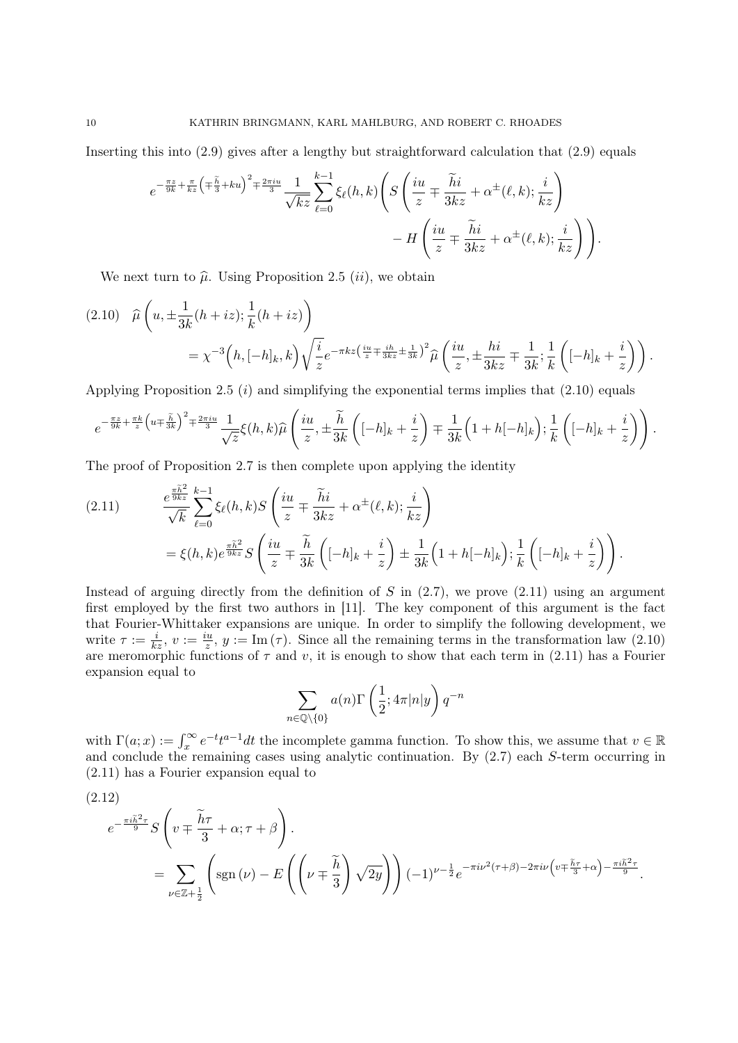Inserting this into (2.9) gives after a lengthy but straightforward calculation that (2.9) equals

$$e^{-\frac{\pi z}{9k}+\frac{\pi}{kz}\left(\mp\frac{\widetilde{h}}{3}+ku\right)^2\mp\frac{2\pi i u}{3}}\frac{1}{\sqrt{kz}}\sum_{\ell=0}^{k-1}\xi_\ell(h,k)\Bigg(S\left(\frac{iu}{z}\mp\frac{\widetilde{h}i}{3kz}+\alpha^{\pm}(\ell,k);\frac{i}{kz}\right)$$
$$-H\left(\frac{iu}{z}\mp\frac{\widetilde{h}i}{3kz}+\alpha^{\pm}(\ell,k);\frac{i}{kz}\right)\Bigg).$$

We next turn to $\widehat{\mu}$. Using Proposition 2.5 $(ii)$, we obtain

$$\text{(2.10)}\quad \widehat{\mu}\left(u,\pm\frac{1}{3k}(h+iz);\frac{1}{k}(h+iz)\right)$$
$$=\chi^{-3}\Big(h,[-h]_k,k\Big)\sqrt{\frac{i}{z}}e^{-\pi kz\left(\frac{iu}{z}\mp\frac{ih}{3kz}\pm\frac{1}{3k}\right)^2}\widehat{\mu}\left(\frac{iu}{z},\pm\frac{hi}{3kz}\mp\frac{1}{3k};\frac{1}{k}\left([-h]_k+\frac{i}{z}\right)\right).$$

Applying Proposition 2.5 $(i)$ and simplifying the exponential terms implies that (2.10) equals

$$e^{-\frac{\pi z}{9k}+\frac{\pi k}{z}\left(u\mp\frac{\widetilde{h}}{3k}\right)^2\mp\frac{2\pi i u}{3}}\frac{1}{\sqrt{z}}\xi(h,k)\widehat{\mu}\left(\frac{iu}{z},\pm\frac{\widetilde{h}}{3k}\left([-h]_k+\frac{i}{z}\right)\mp\frac{1}{3k}\Big(1+h[-h]_k\Big);\frac{1}{k}\left([-h]_k+\frac{i}{z}\right)\right).$$

The proof of Proposition 2.7 is then complete upon applying the identity

$$\text{(2.11)}\qquad \frac{e^{\frac{\pi\widetilde{h}^2}{9kz}}}{\sqrt{k}}\sum_{\ell=0}^{k-1}\xi_\ell(h,k)S\left(\frac{iu}{z}\mp\frac{\widetilde{h}i}{3kz}+\alpha^{\pm}(\ell,k);\frac{i}{kz}\right)$$
$$=\xi(h,k)e^{\frac{\pi\widetilde{h}^2}{9kz}}S\left(\frac{iu}{z}\mp\frac{\widetilde{h}}{3k}\left([-h]_k+\frac{i}{z}\right)\pm\frac{1}{3k}\Big(1+h[-h]_k\Big);\frac{1}{k}\left([-h]_k+\frac{i}{z}\right)\right).$$

Instead of arguing directly from the definition of $S$ in (2.7), we prove (2.11) using an argument first employed by the first two authors in [11]. The key component of this argument is the fact that Fourier-Whittaker expansions are unique. In order to simplify the following development, we write $\tau := \frac{i}{kz}$, $v := \frac{iu}{z}$, $y := \mathrm{Im}\,(\tau)$. Since all the remaining terms in the transformation law (2.10) are meromorphic functions of $\tau$ and $v$, it is enough to show that each term in (2.11) has a Fourier expansion equal to

$$\sum_{n\in\mathbb{Q}\setminus\{0\}} a(n)\Gamma\left(\frac{1}{2};4\pi|n|y\right)q^{-n}$$

with $\Gamma(a;x) := \int_x^\infty e^{-t}t^{a-1}dt$ the incomplete gamma function. To show this, we assume that $v\in\mathbb{R}$ and conclude the remaining cases using analytic continuation. By (2.7) each $S$-term occurring in (2.11) has a Fourier expansion equal to

(2.12)

$$e^{-\frac{\pi i\widetilde{h}^2\tau}{9}}S\left(v\mp\frac{\widetilde{h}\tau}{3}+\alpha;\tau+\beta\right).$$
$$=\sum_{\nu\in\mathbb{Z}+\frac{1}{2}}\left(\mathrm{sgn}\,(\nu)-E\left(\left(\nu\mp\frac{\widetilde{h}}{3}\right)\sqrt{2y}\right)\right)(-1)^{\nu-\frac{1}{2}}e^{-\pi i\nu^2(\tau+\beta)-2\pi i\nu\left(v\mp\frac{\widetilde{h}\tau}{3}+\alpha\right)-\frac{\pi i\widetilde{h}^2\tau}{9}}.$$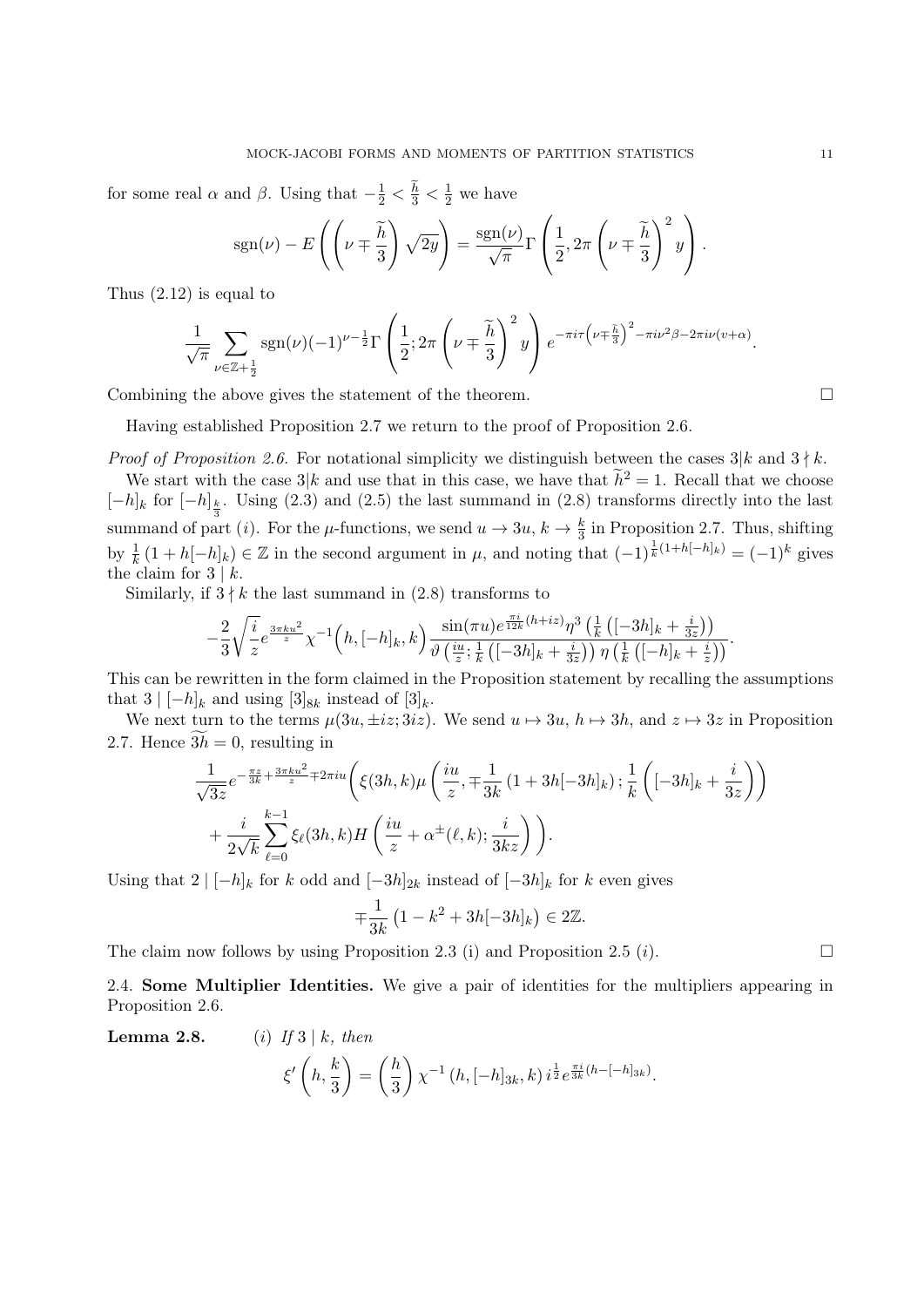for some real $\alpha$ and $\beta$. Using that $-\frac{1}{2} < \frac{\widetilde{h}}{3} < \frac{1}{2}$ we have

$$\operatorname{sgn}(\nu) - E\left(\left(\nu \mp \frac{\widetilde{h}}{3}\right)\sqrt{2y}\right) = \frac{\operatorname{sgn}(\nu)}{\sqrt{\pi}}\Gamma\left(\frac{1}{2}, 2\pi\left(\nu \mp \frac{\widetilde{h}}{3}\right)^2 y\right).$$

Thus (2.12) is equal to

$$\frac{1}{\sqrt{\pi}}\sum_{\nu\in\mathbb{Z}+\frac{1}{2}} \operatorname{sgn}(\nu)(-1)^{\nu-\frac{1}{2}}\Gamma\left(\frac{1}{2}; 2\pi\left(\nu \mp \frac{\widetilde{h}}{3}\right)^2 y\right) e^{-\pi i\tau\left(\nu\mp\frac{\widetilde{h}}{3}\right)^2 - \pi i\nu^2\beta - 2\pi i\nu(v+\alpha)}.$$

Combining the above gives the statement of the theorem. $\square$

Having established Proposition 2.7 we return to the proof of Proposition 2.6.

*Proof of Proposition 2.6.* For notational simplicity we distinguish between the cases $3|k$ and $3\nmid k$.

We start with the case $3|k$ and use that in this case, we have that $\widetilde{h}^2 = 1$. Recall that we choose $[-h]_k$ for $[-h]_{\frac{k}{3}}$. Using (2.3) and (2.5) the last summand in (2.8) transforms directly into the last summand of part $(i)$. For the $\mu$-functions, we send $u \to 3u$, $k \to \frac{k}{3}$ in Proposition 2.7. Thus, shifting by $\frac{1}{k}(1 + h[-h]_k) \in \mathbb{Z}$ in the second argument in $\mu$, and noting that $(-1)^{\frac{1}{k}(1+h[-h]_k)} = (-1)^k$ gives the claim for $3 \mid k$.

Similarly, if $3 \nmid k$ the last summand in (2.8) transforms to

$$-\frac{2}{3}\sqrt{\frac{i}{z}}e^{\frac{3\pi ku^2}{z}}\chi^{-1}\Big(h, [-h]_k, k\Big)\frac{\sin(\pi u)e^{\frac{\pi i}{12k}(h+iz)}\eta^3\left(\frac{1}{k}\left([-3h]_k + \frac{i}{3z}\right)\right)}{\vartheta\left(\frac{iu}{z}; \frac{1}{k}\left([-3h]_k + \frac{i}{3z}\right)\right)\eta\left(\frac{1}{k}\left([-h]_k + \frac{i}{z}\right)\right)}.$$

This can be rewritten in the form claimed in the Proposition statement by recalling the assumptions that $3 \mid [-h]_k$ and using $[3]_{8k}$ instead of $[3]_k$.

We next turn to the terms $\mu(3u, \pm iz; 3iz)$. We send $u \mapsto 3u$, $h \mapsto 3h$, and $z \mapsto 3z$ in Proposition 2.7. Hence $\widetilde{3h} = 0$, resulting in

$$\frac{1}{\sqrt{3z}}e^{-\frac{\pi z}{3k} + \frac{3\pi ku^2}{z} \mp 2\pi iu}\Bigg(\xi(3h,k)\mu\left(\frac{iu}{z}, \mp\frac{1}{3k}\left(1 + 3h[-3h]_k\right); \frac{1}{k}\left([-3h]_k + \frac{i}{3z}\right)\right)$$
$$+ \frac{i}{2\sqrt{k}}\sum_{\ell=0}^{k-1}\xi_\ell(3h,k)H\left(\frac{iu}{z} + \alpha^{\pm}(\ell,k); \frac{i}{3kz}\right)\Bigg).$$

Using that $2 \mid [-h]_k$ for $k$ odd and $[-3h]_{2k}$ instead of $[-3h]_k$ for $k$ even gives

$$\mp\frac{1}{3k}\left(1 - k^2 + 3h[-3h]_k\right) \in 2\mathbb{Z}.$$

The claim now follows by using Proposition 2.3 (i) and Proposition 2.5 $(i)$. $\square$

## 2.4. Some Multiplier Identities.

We give a pair of identities for the multipliers appearing in Proposition 2.6.

**Lemma 2.8.** $(i)$ *If $3 \mid k$, then*

$$\xi'\left(h, \frac{k}{3}\right) = \left(\frac{h}{3}\right)\chi^{-1}\left(h, [-h]_{3k}, k\right)i^{\frac{1}{2}}e^{\frac{\pi i}{3k}(h-[-h]_{3k})}.$$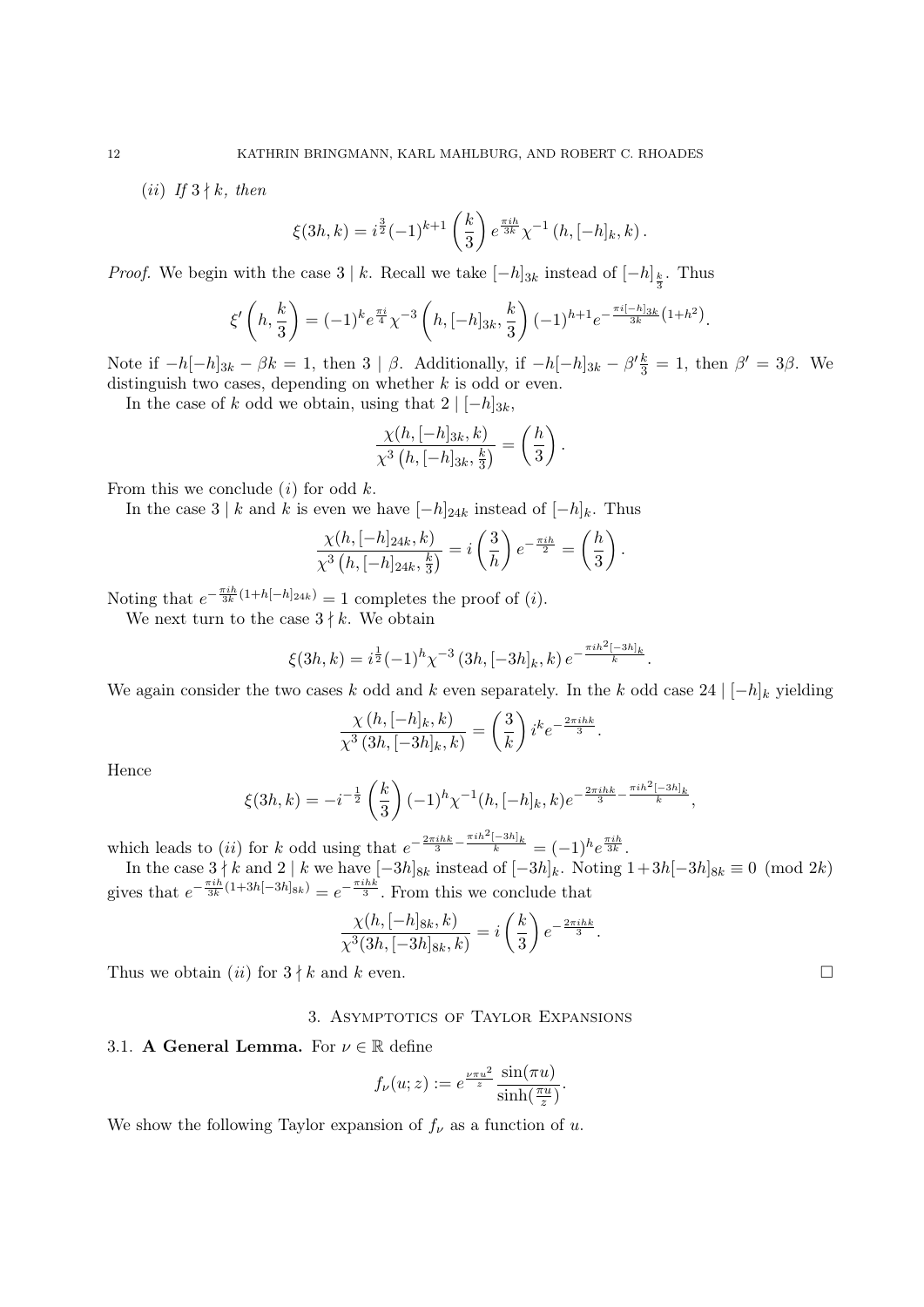(*ii*) *If* $3 \nmid k$, *then*

$$\xi(3h,k) = i^{\frac{3}{2}}(-1)^{k+1}\left(\frac{k}{3}\right)e^{\frac{\pi i h}{3k}}\chi^{-1}\left(h,[-h]_k,k\right).$$

*Proof.* We begin with the case $3 \mid k$. Recall we take $[-h]_{3k}$ instead of $[-h]_{\frac{k}{3}}$. Thus

$$\xi'\left(h,\frac{k}{3}\right) = (-1)^k e^{\frac{\pi i}{4}}\chi^{-3}\left(h,[-h]_{3k},\frac{k}{3}\right)(-1)^{h+1}e^{-\frac{\pi i[-h]_{3k}}{3k}\left(1+h^2\right)}.$$

Note if $-h[-h]_{3k} - \beta k = 1$, then $3 \mid \beta$. Additionally, if $-h[-h]_{3k} - \beta'\frac{k}{3} = 1$, then $\beta' = 3\beta$. We distinguish two cases, depending on whether $k$ is odd or even.

In the case of $k$ odd we obtain, using that $2 \mid [-h]_{3k}$,

$$\frac{\chi(h,[-h]_{3k},k)}{\chi^3\left(h,[-h]_{3k},\frac{k}{3}\right)} = \left(\frac{h}{3}\right).$$

From this we conclude $(i)$ for odd $k$.

In the case $3 \mid k$ and $k$ is even we have $[-h]_{24k}$ instead of $[-h]_k$. Thus

$$\frac{\chi(h,[-h]_{24k},k)}{\chi^3\left(h,[-h]_{24k},\frac{k}{3}\right)} = i\left(\frac{3}{h}\right)e^{-\frac{\pi i h}{2}} = \left(\frac{h}{3}\right).$$

Noting that $e^{-\frac{\pi i h}{3k}(1+h[-h]_{24k})} = 1$ completes the proof of $(i)$.

We next turn to the case $3 \nmid k$. We obtain

$$\xi(3h,k) = i^{\frac{1}{2}}(-1)^h\chi^{-3}\left(3h,[-3h]_k,k\right)e^{-\frac{\pi i h^2[-3h]_k}{k}}.$$

We again consider the two cases $k$ odd and $k$ even separately. In the $k$ odd case $24 \mid [-h]_k$ yielding

$$\frac{\chi\left(h,[-h]_k,k\right)}{\chi^3\left(3h,[-3h]_k,k\right)} = \left(\frac{3}{k}\right)i^k e^{-\frac{2\pi i h k}{3}}.$$

Hence

$$\xi(3h,k) = -i^{-\frac{1}{2}}\left(\frac{k}{3}\right)(-1)^h\chi^{-1}(h,[-h]_k,k)e^{-\frac{2\pi i h k}{3}-\frac{\pi i h^2[-3h]_k}{k}},$$

which leads to $(ii)$ for $k$ odd using that $e^{-\frac{2\pi i h k}{3}-\frac{\pi i h^2[-3h]_k}{k}} = (-1)^h e^{\frac{\pi i h}{3k}}$.

In the case $3 \nmid k$ and $2 \mid k$ we have $[-3h]_{8k}$ instead of $[-3h]_k$. Noting $1+3h[-3h]_{8k} \equiv 0 \pmod{2k}$ gives that $e^{-\frac{\pi i h}{3k}(1+3h[-3h]_{8k})} = e^{-\frac{\pi i h k}{3}}$. From this we conclude that

$$\frac{\chi(h,[-h]_{8k},k)}{\chi^3(3h,[-3h]_{8k},k)} = i\left(\frac{k}{3}\right)e^{-\frac{2\pi i h k}{3}}.$$

Thus we obtain $(ii)$ for $3 \nmid k$ and $k$ even. $\square$

## 3. Asymptotics of Taylor Expansions

### 3.1. **A General Lemma.**

For $\nu \in \mathbb{R}$ define

$$f_\nu(u;z) := e^{\frac{\nu\pi u^2}{z}}\frac{\sin(\pi u)}{\sinh(\frac{\pi u}{z})}.$$

We show the following Taylor expansion of $f_\nu$ as a function of $u$.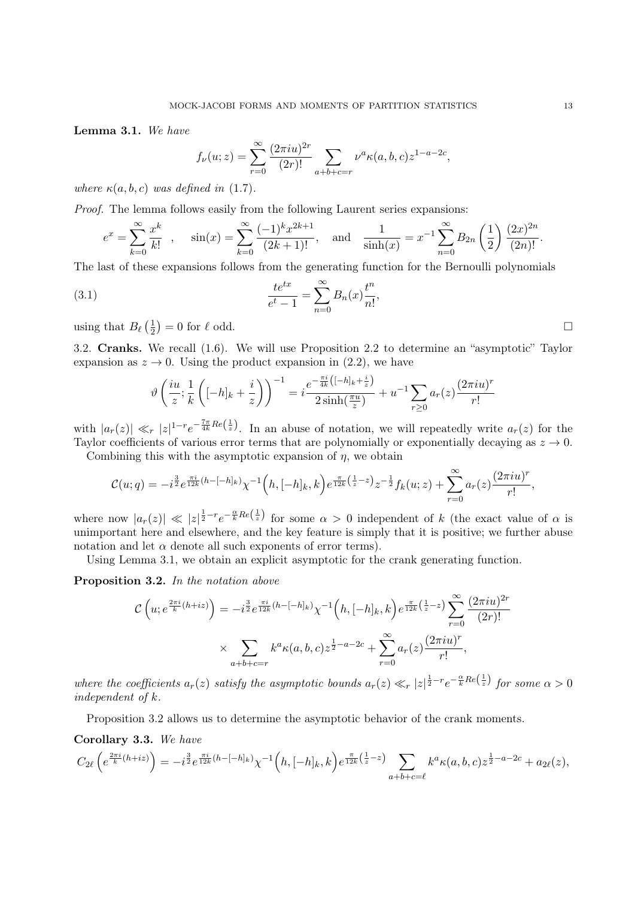**Lemma 3.1.** *We have*

$$f_\nu(u;z) = \sum_{r=0}^{\infty} \frac{(2\pi i u)^{2r}}{(2r)!} \sum_{a+b+c=r} \nu^a \kappa(a,b,c) z^{1-a-2c},$$

*where $\kappa(a,b,c)$ was defined in (1.7).*

*Proof.* The lemma follows easily from the following Laurent series expansions:

$$e^x = \sum_{k=0}^{\infty} \frac{x^k}{k!} \quad , \quad \sin(x) = \sum_{k=0}^{\infty} \frac{(-1)^k x^{2k+1}}{(2k+1)!}, \quad \text{and} \quad \frac{1}{\sinh(x)} = x^{-1} \sum_{n=0}^{\infty} B_{2n}\left(\frac{1}{2}\right) \frac{(2x)^{2n}}{(2n)!}.$$

The last of these expansions follows from the generating function for the Bernoulli polynomials

$$\frac{te^{tx}}{e^t - 1} = \sum_{n=0}^{\infty} B_n(x) \frac{t^n}{n!}, \tag{3.1}$$

using that $B_\ell\left(\frac{1}{2}\right) = 0$ for $\ell$ odd. $\square$

## 3.2. Cranks.

We recall (1.6). We will use Proposition 2.2 to determine an "asymptotic" Taylor expansion as $z \to 0$. Using the product expansion in (2.2), we have

$$\vartheta\left(\frac{iu}{z}; \frac{1}{k}\left([-h]_k + \frac{i}{z}\right)\right)^{-1} = i \frac{e^{-\frac{\pi i}{4k}\left([-h]_k + \frac{i}{z}\right)}}{2\sinh(\frac{\pi u}{z})} + u^{-1} \sum_{r \geq 0} a_r(z) \frac{(2\pi i u)^r}{r!}$$

with $|a_r(z)| \ll_r |z|^{1-r} e^{-\frac{7\pi}{4k} Re\left(\frac{1}{z}\right)}$. In an abuse of notation, we will repeatedly write $a_r(z)$ for the Taylor coefficients of various error terms that are polynomially or exponentially decaying as $z \to 0$.

Combining this with the asymptotic expansion of $\eta$, we obtain

$$\mathcal{C}(u;q) = -i^{\frac{3}{2}} e^{\frac{\pi i}{12k}(h - [-h]_k)} \chi^{-1}\Big(h, [-h]_k, k\Big) e^{\frac{\pi}{12k}\left(\frac{1}{z} - z\right)} z^{-\frac{1}{2}} f_k(u;z) + \sum_{r=0}^{\infty} a_r(z) \frac{(2\pi i u)^r}{r!},$$

where now $|a_r(z)| \ll |z|^{\frac{1}{2}-r} e^{-\frac{\alpha}{k} Re\left(\frac{1}{z}\right)}$ for some $\alpha > 0$ independent of $k$ (the exact value of $\alpha$ is unimportant here and elsewhere, and the key feature is simply that it is positive; we further abuse notation and let $\alpha$ denote all such exponents of error terms).

Using Lemma 3.1, we obtain an explicit asymptotic for the crank generating function.

**Proposition 3.2.** *In the notation above*

$$\mathcal{C}\left(u; e^{\frac{2\pi i}{k}(h+iz)}\right) = -i^{\frac{3}{2}} e^{\frac{\pi i}{12k}(h - [-h]_k)} \chi^{-1}\Big(h, [-h]_k, k\Big) e^{\frac{\pi}{12k}\left(\frac{1}{z} - z\right)} \sum_{r=0}^{\infty} \frac{(2\pi i u)^{2r}}{(2r)!}$$
$$\times \sum_{a+b+c=r} k^a \kappa(a,b,c) z^{\frac{1}{2}-a-2c} + \sum_{r=0}^{\infty} a_r(z) \frac{(2\pi i u)^r}{r!},$$

*where the coefficients $a_r(z)$ satisfy the asymptotic bounds $a_r(z) \ll_r |z|^{\frac{1}{2}-r} e^{-\frac{\alpha}{k} Re\left(\frac{1}{z}\right)}$ for some $\alpha > 0$ independent of $k$.*

Proposition 3.2 allows us to determine the asymptotic behavior of the crank moments.

**Corollary 3.3.** *We have*

$$C_{2\ell}\left(e^{\frac{2\pi i}{k}(h+iz)}\right) = -i^{\frac{3}{2}} e^{\frac{\pi i}{12k}(h - [-h]_k)} \chi^{-1}\Big(h, [-h]_k, k\Big) e^{\frac{\pi}{12k}\left(\frac{1}{z} - z\right)} \sum_{a+b+c=\ell} k^a \kappa(a,b,c) z^{\frac{1}{2}-a-2c} + a_{2\ell}(z),$$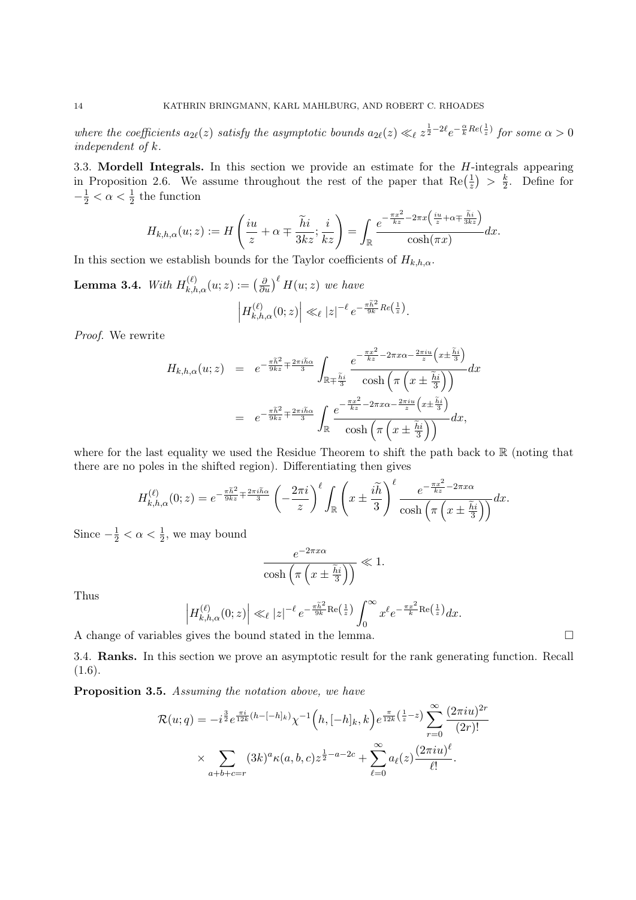*where the coefficients $a_{2\ell}(z)$ satisfy the asymptotic bounds $a_{2\ell}(z) \ll_\ell z^{\frac{1}{2}-2\ell} e^{-\frac{\alpha}{k} Re\left(\frac{1}{z}\right)}$ for some $\alpha > 0$ independent of $k$.*

3.3. **Mordell Integrals.** In this section we provide an estimate for the $H$-integrals appearing in Proposition 2.6. We assume throughout the rest of the paper that $\mathrm{Re}\left(\frac{1}{z}\right) > \frac{k}{2}$. Define for $-\frac{1}{2} < \alpha < \frac{1}{2}$ the function

$$H_{k,h,\alpha}(u;z) := H\left(\frac{iu}{z} + \alpha \mp \frac{\widetilde{h}i}{3kz}; \frac{i}{kz}\right) = \int_{\mathbb{R}} \frac{e^{-\frac{\pi x^2}{kz} - 2\pi x\left(\frac{iu}{z} + \alpha \mp \frac{\widetilde{h}i}{3kz}\right)}}{\cosh(\pi x)} dx.$$

In this section we establish bounds for the Taylor coefficients of $H_{k,h,\alpha}$.

**Lemma 3.4.** *With $H^{(\ell)}_{k,h,\alpha}(u;z) := \left(\frac{\partial}{\partial u}\right)^\ell H(u;z)$ we have*

$$\left|H^{(\ell)}_{k,h,\alpha}(0;z)\right| \ll_\ell |z|^{-\ell} e^{-\frac{\pi \widetilde{h}^2}{9k} Re\left(\frac{1}{z}\right)}.$$

*Proof.* We rewrite

$$\begin{aligned}
H_{k,h,\alpha}(u;z) &= e^{-\frac{\pi \widetilde{h}^2}{9kz} \mp \frac{2\pi i \widetilde{h}\alpha}{3}} \int_{\mathbb{R} \mp \frac{\widetilde{h}i}{3}} \frac{e^{-\frac{\pi x^2}{kz} - 2\pi x\alpha - \frac{2\pi i u}{z}\left(x \pm \frac{\widetilde{h}i}{3}\right)}}{\cosh\left(\pi\left(x \pm \frac{\widetilde{h}i}{3}\right)\right)} dx \\
&= e^{-\frac{\pi \widetilde{h}^2}{9kz} \mp \frac{2\pi i \widetilde{h}\alpha}{3}} \int_{\mathbb{R}} \frac{e^{-\frac{\pi x^2}{kz} - 2\pi x\alpha - \frac{2\pi i u}{z}\left(x \pm \frac{\widetilde{h}i}{3}\right)}}{\cosh\left(\pi\left(x \pm \frac{\widetilde{h}i}{3}\right)\right)} dx,
\end{aligned}$$

where for the last equality we used the Residue Theorem to shift the path back to $\mathbb{R}$ (noting that there are no poles in the shifted region). Differentiating then gives

$$H^{(\ell)}_{k,h,\alpha}(0;z) = e^{-\frac{\pi \widetilde{h}^2}{9kz} \mp \frac{2\pi i \widetilde{h}\alpha}{3}} \left(-\frac{2\pi i}{z}\right)^\ell \int_{\mathbb{R}} \left(x \pm \frac{i\widetilde{h}}{3}\right)^\ell \frac{e^{-\frac{\pi x^2}{kz} - 2\pi x\alpha}}{\cosh\left(\pi\left(x \pm \frac{\widetilde{h}i}{3}\right)\right)} dx.$$

Since $-\frac{1}{2} < \alpha < \frac{1}{2}$, we may bound

$$\frac{e^{-2\pi x\alpha}}{\cosh\left(\pi\left(x \pm \frac{\widetilde{h}i}{3}\right)\right)} \ll 1.$$

Thus

$$\left|H^{(\ell)}_{k,h,\alpha}(0;z)\right| \ll_\ell |z|^{-\ell} e^{-\frac{\pi \widetilde{h}^2}{9k} \mathrm{Re}\left(\frac{1}{z}\right)} \int_0^\infty x^\ell e^{-\frac{\pi x^2}{k} \mathrm{Re}\left(\frac{1}{z}\right)} dx.$$

A change of variables gives the bound stated in the lemma. □

3.4. **Ranks.** In this section we prove an asymptotic result for the rank generating function. Recall (1.6).

**Proposition 3.5.** *Assuming the notation above, we have*

$$\begin{aligned}
\mathcal{R}(u;q) = &-i^{\frac{3}{2}} e^{\frac{\pi i}{12k}(h - [-h]_k)} \chi^{-1}\Big(h, [-h]_k, k\Big) e^{\frac{\pi}{12k}\left(\frac{1}{z} - z\right)} \sum_{r=0}^{\infty} \frac{(2\pi i u)^{2r}}{(2r)!} \\
&\times \sum_{a+b+c=r} (3k)^a \kappa(a,b,c) z^{\frac{1}{2}-a-2c} + \sum_{\ell=0}^{\infty} a_\ell(z) \frac{(2\pi i u)^\ell}{\ell!}.
\end{aligned}$$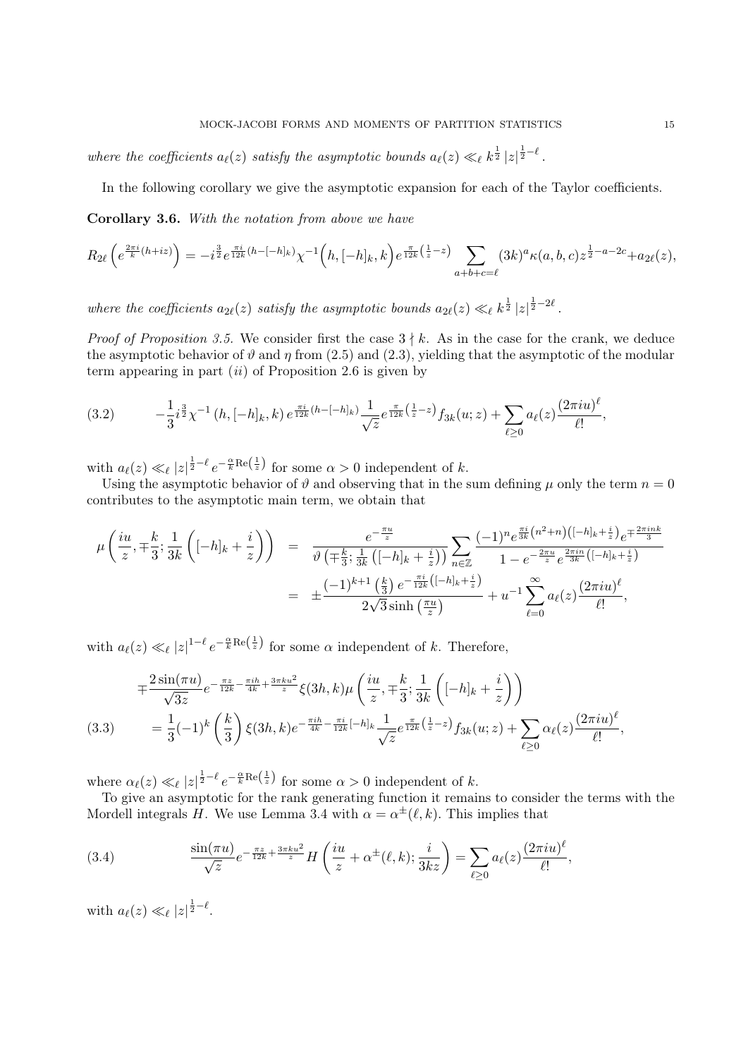*where the coefficients $a_\ell(z)$ satisfy the asymptotic bounds $a_\ell(z) \ll_\ell k^{\frac{1}{2}} |z|^{\frac{1}{2}-\ell}$.*

In the following corollary we give the asymptotic expansion for each of the Taylor coefficients.

**Corollary 3.6.** *With the notation from above we have*

$$R_{2\ell}\left(e^{\frac{2\pi i}{k}(h+iz)}\right) = -i^{\frac{3}{2}} e^{\frac{\pi i}{12k}(h-[-h]_k)} \chi^{-1}\Big(h, [-h]_k, k\Big) e^{\frac{\pi}{12k}\left(\frac{1}{z}-z\right)} \sum_{a+b+c=\ell} (3k)^a \kappa(a,b,c) z^{\frac{1}{2}-a-2c} + a_{2\ell}(z),$$

*where the coefficients $a_{2\ell}(z)$ satisfy the asymptotic bounds $a_{2\ell}(z) \ll_\ell k^{\frac{1}{2}} |z|^{\frac{1}{2}-2\ell}$.*

*Proof of Proposition 3.5.* We consider first the case $3 \nmid k$. As in the case for the crank, we deduce the asymptotic behavior of $\vartheta$ and $\eta$ from (2.5) and (2.3), yielding that the asymptotic of the modular term appearing in part $(ii)$ of Proposition 2.6 is given by

$$-\frac{1}{3} i^{\frac{3}{2}} \chi^{-1}\left(h, [-h]_k, k\right) e^{\frac{\pi i}{12k}(h-[-h]_k)} \frac{1}{\sqrt{z}} e^{\frac{\pi}{12k}\left(\frac{1}{z}-z\right)} f_{3k}(u;z) + \sum_{\ell \geq 0} a_\ell(z) \frac{(2\pi i u)^\ell}{\ell!}, \tag{3.2}$$

with $a_\ell(z) \ll_\ell |z|^{\frac{1}{2}-\ell} e^{-\frac{\alpha}{k}\mathrm{Re}\left(\frac{1}{z}\right)}$ for some $\alpha > 0$ independent of $k$.

Using the asymptotic behavior of $\vartheta$ and observing that in the sum defining $\mu$ only the term $n=0$ contributes to the asymptotic main term, we obtain that

$$\begin{aligned}
\mu\left(\frac{iu}{z}, \mp\frac{k}{3}; \frac{1}{3k}\left([-h]_k + \frac{i}{z}\right)\right) &= \frac{e^{-\frac{\pi u}{z}}}{\vartheta\left(\mp\frac{k}{3}; \frac{1}{3k}\left([-h]_k + \frac{i}{z}\right)\right)} \sum_{n\in\mathbb{Z}} \frac{(-1)^n e^{\frac{\pi i}{3k}\left(n^2+n\right)\left([-h]_k+\frac{i}{z}\right)} e^{\mp\frac{2\pi i n k}{3}}}{1 - e^{-\frac{2\pi u}{z}} e^{\frac{2\pi i n}{3k}\left([-h]_k + \frac{i}{z}\right)}} \\
&= \pm \frac{(-1)^{k+1}\left(\frac{k}{3}\right) e^{-\frac{\pi i}{12k}\left([-h]_k+\frac{i}{z}\right)}}{2\sqrt{3}\sinh\left(\frac{\pi u}{z}\right)} + u^{-1} \sum_{\ell=0}^{\infty} a_\ell(z) \frac{(2\pi i u)^\ell}{\ell!},
\end{aligned}$$

with $a_\ell(z) \ll_\ell |z|^{1-\ell} e^{-\frac{\alpha}{k}\mathrm{Re}\left(\frac{1}{z}\right)}$ for some $\alpha$ independent of $k$. Therefore,

$$\begin{aligned}
&\mp \frac{2\sin(\pi u)}{\sqrt{3z}} e^{-\frac{\pi z}{12k} - \frac{\pi i h}{4k} + \frac{3\pi k u^2}{z}} \xi(3h,k) \mu\left(\frac{iu}{z}, \mp\frac{k}{3}; \frac{1}{3k}\left([-h]_k + \frac{i}{z}\right)\right) \\
&= \frac{1}{3}(-1)^k \left(\frac{k}{3}\right) \xi(3h,k) e^{-\frac{\pi i h}{4k} - \frac{\pi i}{12k}[-h]_k} \frac{1}{\sqrt{z}} e^{\frac{\pi}{12k}\left(\frac{1}{z}-z\right)} f_{3k}(u;z) + \sum_{\ell\geq 0} \alpha_\ell(z) \frac{(2\pi i u)^\ell}{\ell!},
\end{aligned} \tag{3.3}$$

where $\alpha_\ell(z) \ll_\ell |z|^{\frac{1}{2}-\ell} e^{-\frac{\alpha}{k}\mathrm{Re}\left(\frac{1}{z}\right)}$ for some $\alpha > 0$ independent of $k$.

To give an asymptotic for the rank generating function it remains to consider the terms with the Mordell integrals $H$. We use Lemma 3.4 with $\alpha = \alpha^{\pm}(\ell, k)$. This implies that

$$\frac{\sin(\pi u)}{\sqrt{z}} e^{-\frac{\pi z}{12k} + \frac{3\pi k u^2}{z}} H\left(\frac{iu}{z} + \alpha^{\pm}(\ell,k); \frac{i}{3kz}\right) = \sum_{\ell \geq 0} a_\ell(z) \frac{(2\pi i u)^\ell}{\ell!}, \tag{3.4}$$

with $a_\ell(z) \ll_\ell |z|^{\frac{1}{2}-\ell}$.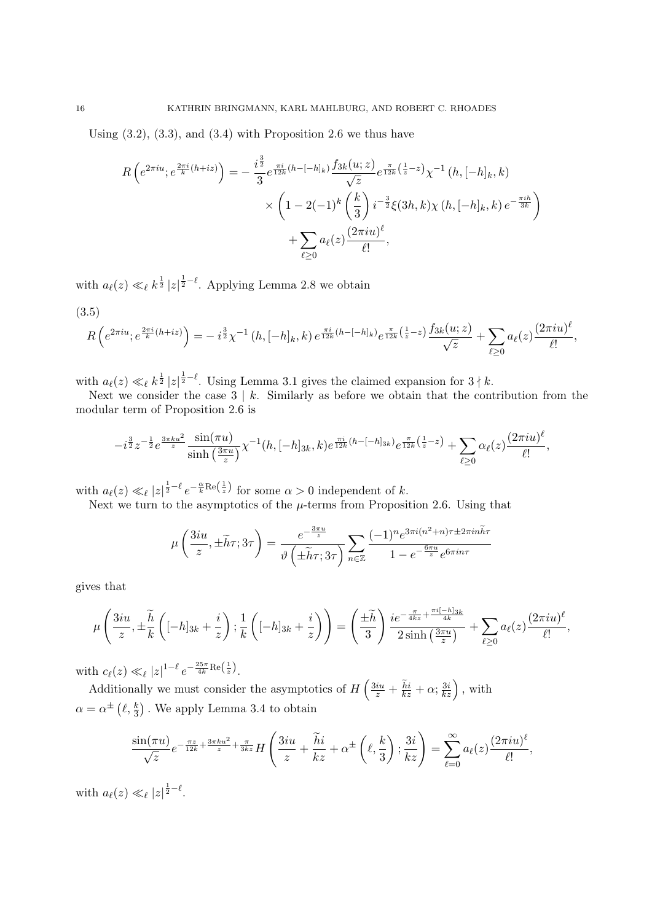Using (3.2), (3.3), and (3.4) with Proposition 2.6 we thus have

$$
\begin{aligned}
R\left(e^{2\pi iu}; e^{\frac{2\pi i}{k}(h+iz)}\right) = &-\frac{i^{\frac{3}{2}}}{3} e^{\frac{\pi i}{12k}(h-[-h]_k)} \frac{f_{3k}(u;z)}{\sqrt{z}} e^{\frac{\pi}{12k}\left(\frac{1}{z}-z\right)} \chi^{-1}\left(h,[-h]_k,k\right) \\
&\times \left(1 - 2(-1)^k \left(\frac{k}{3}\right) i^{-\frac{3}{2}} \xi(3h,k) \chi\left(h,[-h]_k,k\right) e^{-\frac{\pi i h}{3k}}\right) \\
&+ \sum_{\ell \geq 0} a_\ell(z) \frac{(2\pi iu)^\ell}{\ell!},
\end{aligned}
$$

with $a_\ell(z) \ll_\ell k^{\frac{1}{2}} |z|^{\frac{1}{2}-\ell}$. Applying Lemma 2.8 we obtain

(3.5)

$$
R\left(e^{2\pi iu}; e^{\frac{2\pi i}{k}(h+iz)}\right) = -\, i^{\frac{3}{2}} \chi^{-1}\left(h,[-h]_k,k\right) e^{\frac{\pi i}{12k}(h-[-h]_k)} e^{\frac{\pi}{12k}\left(\frac{1}{z}-z\right)} \frac{f_{3k}(u;z)}{\sqrt{z}} + \sum_{\ell \geq 0} a_\ell(z) \frac{(2\pi iu)^\ell}{\ell!},
$$

with $a_\ell(z) \ll_\ell k^{\frac{1}{2}} |z|^{\frac{1}{2}-\ell}$. Using Lemma 3.1 gives the claimed expansion for $3 \nmid k$.

Next we consider the case $3 \mid k$. Similarly as before we obtain that the contribution from the modular term of Proposition 2.6 is

$$
-i^{\frac{3}{2}} z^{-\frac{1}{2}} e^{\frac{3\pi k u^2}{z}} \frac{\sin(\pi u)}{\sinh\left(\frac{3\pi u}{z}\right)} \chi^{-1}(h,[-h]_{3k},k) e^{\frac{\pi i}{12k}(h-[-h]_{3k})} e^{\frac{\pi}{12k}\left(\frac{1}{z}-z\right)} + \sum_{\ell \geq 0} \alpha_\ell(z) \frac{(2\pi iu)^\ell}{\ell!},
$$

with $a_\ell(z) \ll_\ell |z|^{\frac{1}{2}-\ell} e^{-\frac{\alpha}{k}\mathrm{Re}\left(\frac{1}{z}\right)}$ for some $\alpha > 0$ independent of $k$.

Next we turn to the asymptotics of the $\mu$-terms from Proposition 2.6. Using that

$$
\mu\left(\frac{3iu}{z}, \pm\widetilde{h}\tau; 3\tau\right) = \frac{e^{-\frac{3\pi u}{z}}}{\vartheta\left(\pm\widetilde{h}\tau; 3\tau\right)} \sum_{n\in\mathbb{Z}} \frac{(-1)^n e^{3\pi i(n^2+n)\tau \pm 2\pi i n\widetilde{h}\tau}}{1 - e^{-\frac{6\pi u}{z}} e^{6\pi i n\tau}}
$$

gives that

$$
\mu\left(\frac{3iu}{z}, \pm\frac{\widetilde{h}}{k}\left([-h]_{3k} + \frac{i}{z}\right); \frac{1}{k}\left([-h]_{3k} + \frac{i}{z}\right)\right) = \left(\frac{\pm\widetilde{h}}{3}\right) \frac{i e^{-\frac{\pi}{4kz} + \frac{\pi i [-h]_{3k}}{4k}}}{2\sinh\left(\frac{3\pi u}{z}\right)} + \sum_{\ell \geq 0} a_\ell(z) \frac{(2\pi iu)^\ell}{\ell!},
$$

with $c_\ell(z) \ll_\ell |z|^{1-\ell} e^{-\frac{25\pi}{4k}\mathrm{Re}\left(\frac{1}{z}\right)}$.

Additionally we must consider the asymptotics of $H\left(\frac{3iu}{z} + \frac{\widetilde{h}i}{kz} + \alpha; \frac{3i}{kz}\right)$, with $\alpha = \alpha^{\pm}\left(\ell, \frac{k}{3}\right)$. We apply Lemma 3.4 to obtain

$$
\frac{\sin(\pi u)}{\sqrt{z}} e^{-\frac{\pi z}{12k} + \frac{3\pi k u^2}{z} + \frac{\pi}{3kz}} H\left(\frac{3iu}{z} + \frac{\widetilde{h}i}{kz} + \alpha^{\pm}\left(\ell, \frac{k}{3}\right); \frac{3i}{kz}\right) = \sum_{\ell=0}^{\infty} a_\ell(z) \frac{(2\pi iu)^\ell}{\ell!},
$$

with $a_\ell(z) \ll_\ell |z|^{\frac{1}{2}-\ell}$.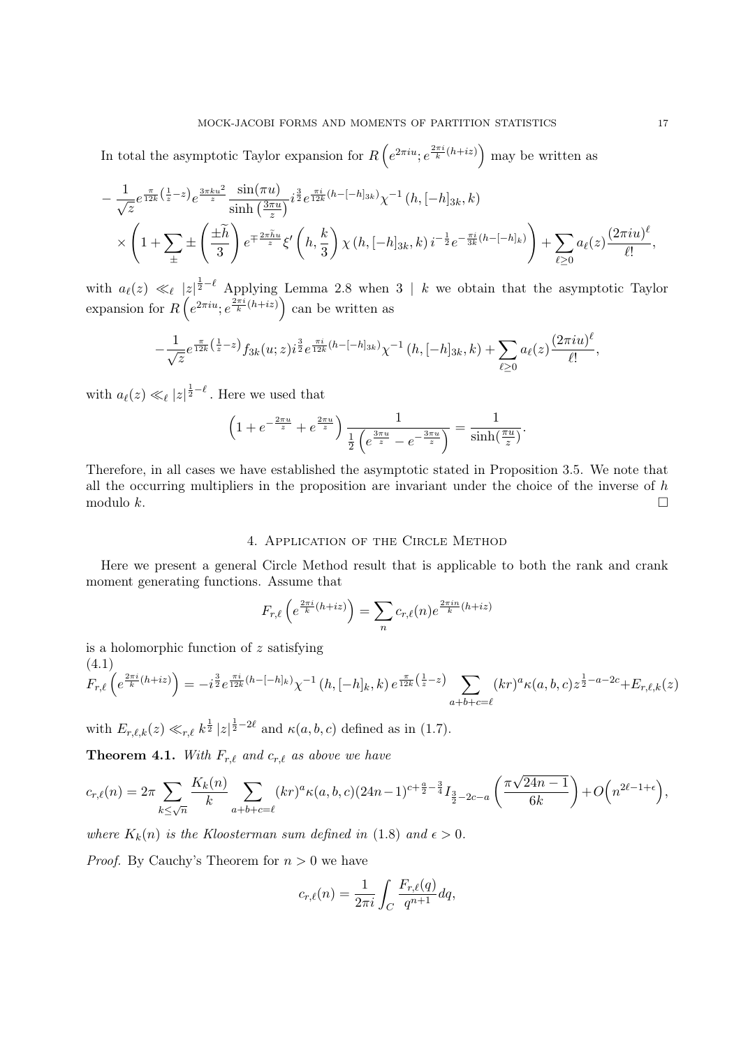In total the asymptotic Taylor expansion for $R\left(e^{2\pi i u}; e^{\frac{2\pi i}{k}(h+iz)}\right)$ may be written as

$$
-\frac{1}{\sqrt{z}} e^{\frac{\pi}{12k}\left(\frac{1}{z}-z\right)} e^{\frac{3\pi k u^2}{z}} \frac{\sin(\pi u)}{\sinh\left(\frac{3\pi u}{z}\right)} i^{\frac{3}{2}} e^{\frac{\pi i}{12k}(h-[-h]_{3k})} \chi^{-1}\left(h, [-h]_{3k}, k\right)
$$

$$
\times \left(1 + \sum_{\pm} \pm \left(\frac{\pm \widetilde{h}}{3}\right) e^{\mp \frac{2\pi \widetilde{h} u}{z}} \xi'\left(h, \frac{k}{3}\right) \chi\left(h, [-h]_{3k}, k\right) i^{-\frac{1}{2}} e^{-\frac{\pi i}{3k}(h-[-h]_k)}\right) + \sum_{\ell \geq 0} a_\ell(z) \frac{(2\pi i u)^\ell}{\ell!},
$$

with $a_\ell(z) \ll_\ell |z|^{\frac{1}{2}-\ell}$ Applying Lemma 2.8 when $3 \mid k$ we obtain that the asymptotic Taylor expansion for $R\left(e^{2\pi i u}; e^{\frac{2\pi i}{k}(h+iz)}\right)$ can be written as

$$
-\frac{1}{\sqrt{z}} e^{\frac{\pi}{12k}\left(\frac{1}{z}-z\right)} f_{3k}(u;z) i^{\frac{3}{2}} e^{\frac{\pi i}{12k}(h-[-h]_{3k})} \chi^{-1}\left(h, [-h]_{3k}, k\right) + \sum_{\ell \geq 0} a_\ell(z) \frac{(2\pi i u)^\ell}{\ell!},
$$

with $a_\ell(z) \ll_\ell |z|^{\frac{1}{2}-\ell}$. Here we used that

$$
\left(1 + e^{-\frac{2\pi u}{z}} + e^{\frac{2\pi u}{z}}\right) \frac{1}{\frac{1}{2}\left(e^{\frac{3\pi u}{z}} - e^{-\frac{3\pi u}{z}}\right)} = \frac{1}{\sinh(\frac{\pi u}{z})}.
$$

Therefore, in all cases we have established the asymptotic stated in Proposition 3.5. We note that all the occurring multipliers in the proposition are invariant under the choice of the inverse of $h$ modulo $k$. $\square$

## 4. Application of the Circle Method

Here we present a general Circle Method result that is applicable to both the rank and crank moment generating functions. Assume that

$$
F_{r,\ell}\left(e^{\frac{2\pi i}{k}(h+iz)}\right) = \sum_n c_{r,\ell}(n) e^{\frac{2\pi i n}{k}(h+iz)}
$$

is a holomorphic function of $z$ satisfying

(4.1)
$$
F_{r,\ell}\left(e^{\frac{2\pi i}{k}(h+iz)}\right) = -i^{\frac{3}{2}} e^{\frac{\pi i}{12k}(h-[-h]_k)} \chi^{-1}\left(h, [-h]_k, k\right) e^{\frac{\pi}{12k}\left(\frac{1}{z}-z\right)} \sum_{a+b+c=\ell} (kr)^a \kappa(a,b,c) z^{\frac{1}{2}-a-2c} + E_{r,\ell,k}(z)
$$

with $E_{r,\ell,k}(z) \ll_{r,\ell} k^{\frac{1}{2}} |z|^{\frac{1}{2}-2\ell}$ and $\kappa(a,b,c)$ defined as in (1.7).

**Theorem 4.1.** *With $F_{r,\ell}$ and $c_{r,\ell}$ as above we have*

$$
c_{r,\ell}(n) = 2\pi \sum_{k \leq \sqrt{n}} \frac{K_k(n)}{k} \sum_{a+b+c=\ell} (kr)^a \kappa(a,b,c) (24n-1)^{c+\frac{a}{2}-\frac{3}{4}} I_{\frac{3}{2}-2c-a}\left(\frac{\pi\sqrt{24n-1}}{6k}\right) + O\left(n^{2\ell-1+\epsilon}\right),
$$

*where $K_k(n)$ is the Kloosterman sum defined in (1.8) and $\epsilon > 0$.*

*Proof.* By Cauchy's Theorem for $n > 0$ we have

$$
c_{r,\ell}(n) = \frac{1}{2\pi i} \int_C \frac{F_{r,\ell}(q)}{q^{n+1}} dq,
$$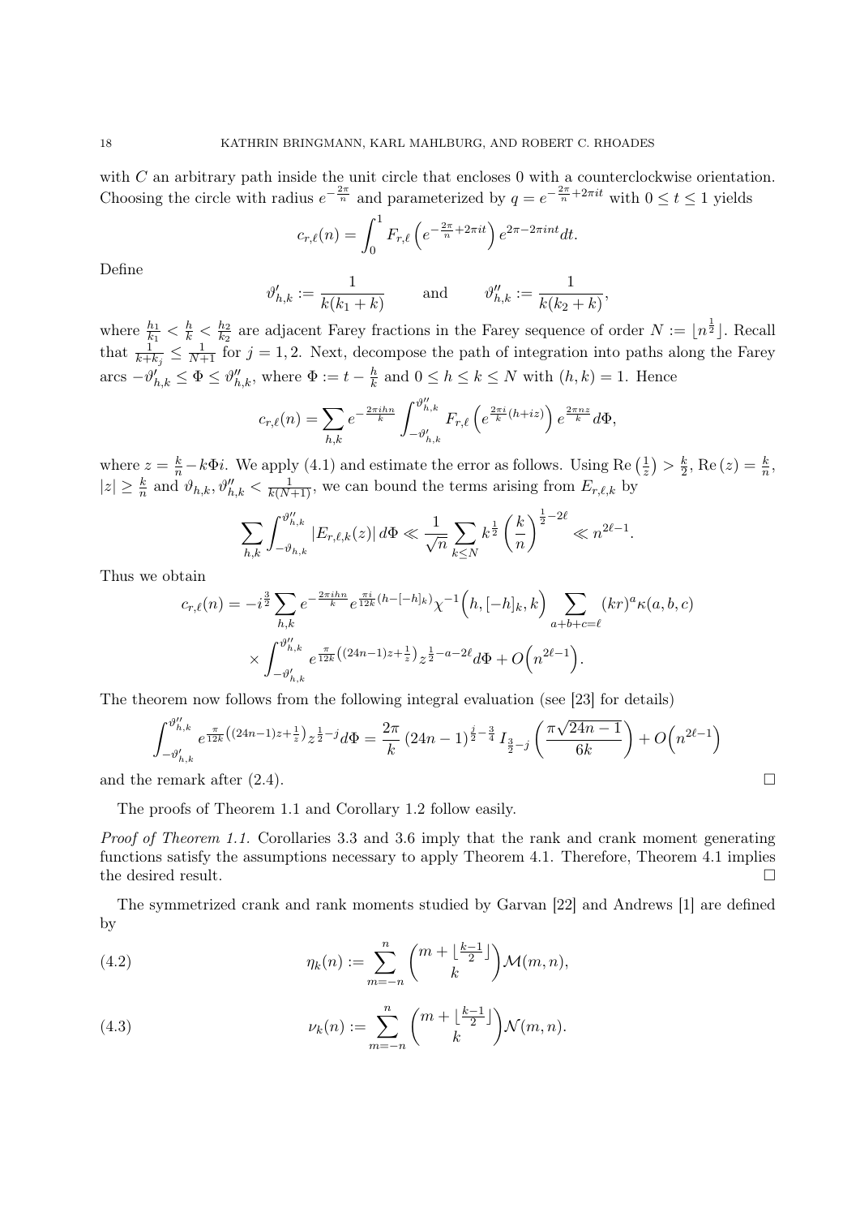with $C$ an arbitrary path inside the unit circle that encloses 0 with a counterclockwise orientation. Choosing the circle with radius $e^{-\frac{2\pi}{n}}$ and parameterized by $q = e^{-\frac{2\pi}{n}+2\pi it}$ with $0 \leq t \leq 1$ yields

$$c_{r,\ell}(n) = \int_0^1 F_{r,\ell}\left(e^{-\frac{2\pi}{n}+2\pi it}\right) e^{2\pi - 2\pi int} dt.$$

Define

$$\vartheta'_{h,k} := \frac{1}{k(k_1+k)} \qquad \text{and} \qquad \vartheta''_{h,k} := \frac{1}{k(k_2+k)},$$

where $\frac{h_1}{k_1} < \frac{h}{k} < \frac{h_2}{k_2}$ are adjacent Farey fractions in the Farey sequence of order $N := \lfloor n^{\frac{1}{2}} \rfloor$. Recall that $\frac{1}{k+k_j} \leq \frac{1}{N+1}$ for $j = 1, 2$. Next, decompose the path of integration into paths along the Farey arcs $-\vartheta'_{h,k} \leq \Phi \leq \vartheta''_{h,k}$, where $\Phi := t - \frac{h}{k}$ and $0 \leq h \leq k \leq N$ with $(h,k) = 1$. Hence

$$c_{r,\ell}(n) = \sum_{h,k} e^{-\frac{2\pi ihn}{k}} \int_{-\vartheta'_{h,k}}^{\vartheta''_{h,k}} F_{r,\ell}\left(e^{\frac{2\pi i}{k}(h+iz)}\right) e^{\frac{2\pi nz}{k}} d\Phi,$$

where $z = \frac{k}{n} - k\Phi i$. We apply (4.1) and estimate the error as follows. Using $\mathrm{Re}\left(\frac{1}{z}\right) > \frac{k}{2}$, $\mathrm{Re}\,(z) = \frac{k}{n}$, $|z| \geq \frac{k}{n}$ and $\vartheta_{h,k}, \vartheta''_{h,k} < \frac{1}{k(N+1)}$, we can bound the terms arising from $E_{r,\ell,k}$ by

$$\sum_{h,k} \int_{-\vartheta_{h,k}}^{\vartheta''_{h,k}} |E_{r,\ell,k}(z)|\, d\Phi \ll \frac{1}{\sqrt{n}} \sum_{k \leq N} k^{\frac{1}{2}} \left(\frac{k}{n}\right)^{\frac{1}{2}-2\ell} \ll n^{2\ell-1}.$$

Thus we obtain

$$c_{r,\ell}(n) = -i^{\frac{3}{2}} \sum_{h,k} e^{-\frac{2\pi ihn}{k}} e^{\frac{\pi i}{12k}(h-[-h]_k)} \chi^{-1}\Big(h, [-h]_k, k\Big) \sum_{a+b+c=\ell} (kr)^a \kappa(a,b,c)$$
$$\times \int_{-\vartheta'_{h,k}}^{\vartheta''_{h,k}} e^{\frac{\pi}{12k}\left((24n-1)z+\frac{1}{z}\right)} z^{\frac{1}{2}-a-2\ell} d\Phi + O\Big(n^{2\ell-1}\Big).$$

The theorem now follows from the following integral evaluation (see [23] for details)

$$\int_{-\vartheta'_{h,k}}^{\vartheta''_{h,k}} e^{\frac{\pi}{12k}\left((24n-1)z+\frac{1}{z}\right)} z^{\frac{1}{2}-j} d\Phi = \frac{2\pi}{k}\,(24n-1)^{\frac{j}{2}-\frac{3}{4}}\, I_{\frac{3}{2}-j}\left(\frac{\pi\sqrt{24n-1}}{6k}\right) + O\Big(n^{2\ell-1}\Big)$$

and the remark after (2.4). $\square$

The proofs of Theorem 1.1 and Corollary 1.2 follow easily.

*Proof of Theorem 1.1.* Corollaries 3.3 and 3.6 imply that the rank and crank moment generating functions satisfy the assumptions necessary to apply Theorem 4.1. Therefore, Theorem 4.1 implies the desired result. $\square$

The symmetrized crank and rank moments studied by Garvan [22] and Andrews [1] are defined by

$$\eta_k(n) := \sum_{m=-n}^{n} \binom{m + \lfloor \frac{k-1}{2} \rfloor}{k} \mathcal{M}(m,n), \tag{4.2}$$

$$\nu_k(n) := \sum_{m=-n}^{n} \binom{m + \lfloor \frac{k-1}{2} \rfloor}{k} \mathcal{N}(m,n). \tag{4.3}$$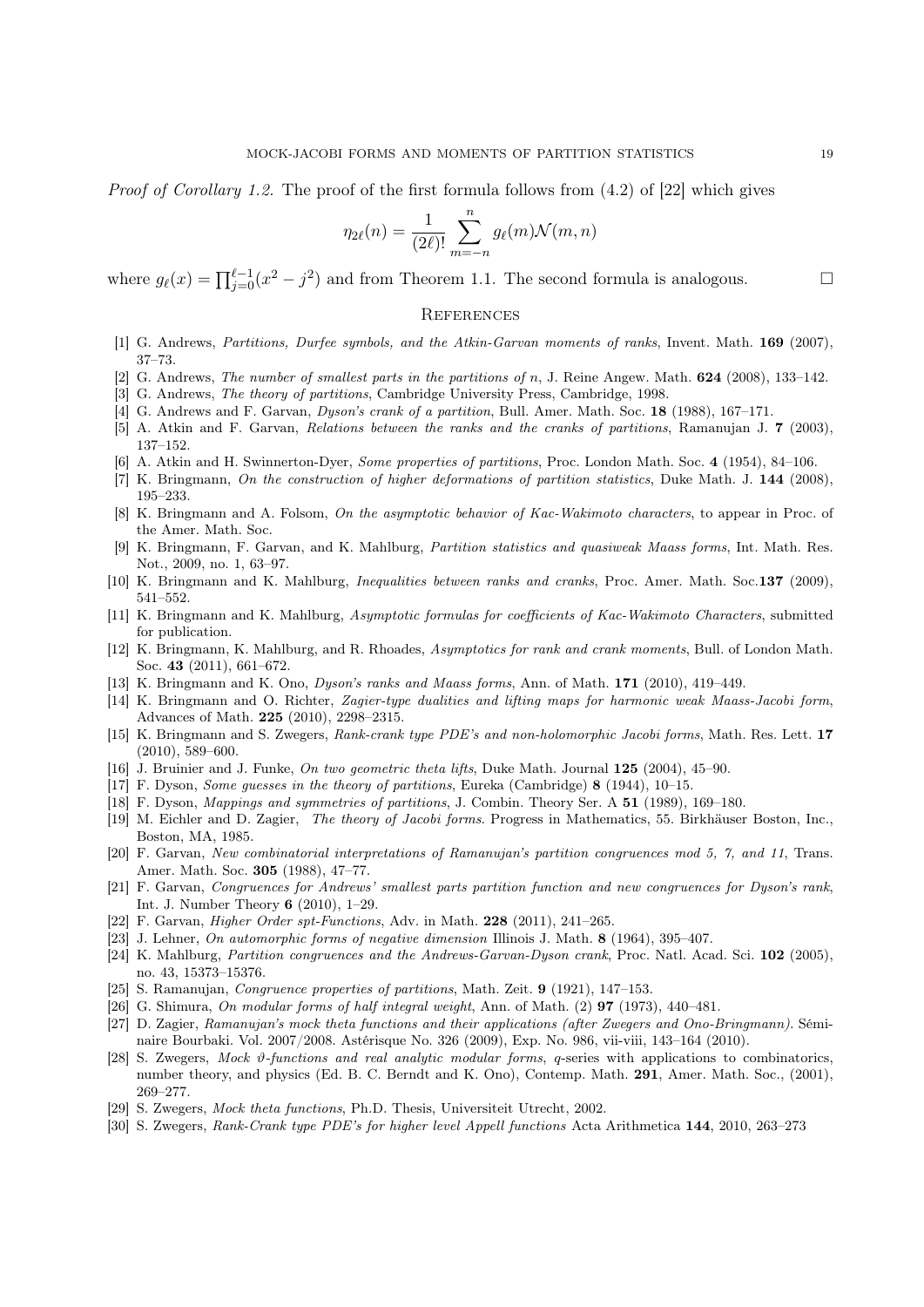*Proof of Corollary 1.2.* The proof of the first formula follows from (4.2) of [22] which gives

$$\eta_{2\ell}(n) = \frac{1}{(2\ell)!} \sum_{m=-n}^{n} g_\ell(m)\mathcal{N}(m,n)$$

where $g_\ell(x) = \prod_{j=0}^{\ell-1}(x^2 - j^2)$ and from Theorem 1.1. The second formula is analogous. $\square$

## References

[1] G. Andrews, *Partitions, Durfee symbols, and the Atkin-Garvan moments of ranks*, Invent. Math. **169** (2007), 37–73.

[2] G. Andrews, *The number of smallest parts in the partitions of n*, J. Reine Angew. Math. **624** (2008), 133–142.

[3] G. Andrews, *The theory of partitions*, Cambridge University Press, Cambridge, 1998.

[4] G. Andrews and F. Garvan, *Dyson's crank of a partition*, Bull. Amer. Math. Soc. **18** (1988), 167–171.

[5] A. Atkin and F. Garvan, *Relations between the ranks and the cranks of partitions*, Ramanujan J. **7** (2003), 137–152.

[6] A. Atkin and H. Swinnerton-Dyer, *Some properties of partitions*, Proc. London Math. Soc. **4** (1954), 84–106.

[7] K. Bringmann, *On the construction of higher deformations of partition statistics*, Duke Math. J. **144** (2008), 195–233.

[8] K. Bringmann and A. Folsom, *On the asymptotic behavior of Kac-Wakimoto characters*, to appear in Proc. of the Amer. Math. Soc.

[9] K. Bringmann, F. Garvan, and K. Mahlburg, *Partition statistics and quasiweak Maass forms*, Int. Math. Res. Not., 2009, no. 1, 63–97.

[10] K. Bringmann and K. Mahlburg, *Inequalities between ranks and cranks*, Proc. Amer. Math. Soc.**137** (2009), 541–552.

[11] K. Bringmann and K. Mahlburg, *Asymptotic formulas for coefficients of Kac-Wakimoto Characters*, submitted for publication.

[12] K. Bringmann, K. Mahlburg, and R. Rhoades, *Asymptotics for rank and crank moments*, Bull. of London Math. Soc. **43** (2011), 661–672.

[13] K. Bringmann and K. Ono, *Dyson's ranks and Maass forms*, Ann. of Math. **171** (2010), 419–449.

[14] K. Bringmann and O. Richter, *Zagier-type dualities and lifting maps for harmonic weak Maass-Jacobi form*, Advances of Math. **225** (2010), 2298–2315.

[15] K. Bringmann and S. Zwegers, *Rank-crank type PDE's and non-holomorphic Jacobi forms*, Math. Res. Lett. **17** (2010), 589–600.

[16] J. Bruinier and J. Funke, *On two geometric theta lifts*, Duke Math. Journal **125** (2004), 45–90.

[17] F. Dyson, *Some guesses in the theory of partitions*, Eureka (Cambridge) **8** (1944), 10–15.

[18] F. Dyson, *Mappings and symmetries of partitions*, J. Combin. Theory Ser. A **51** (1989), 169–180.

[19] M. Eichler and D. Zagier, *The theory of Jacobi forms*. Progress in Mathematics, 55. Birkhäuser Boston, Inc., Boston, MA, 1985.

[20] F. Garvan, *New combinatorial interpretations of Ramanujan's partition congruences mod 5, 7, and 11*, Trans. Amer. Math. Soc. **305** (1988), 47–77.

[21] F. Garvan, *Congruences for Andrews' smallest parts partition function and new congruences for Dyson's rank*, Int. J. Number Theory **6** (2010), 1–29.

[22] F. Garvan, *Higher Order spt-Functions*, Adv. in Math. **228** (2011), 241–265.

[23] J. Lehner, *On automorphic forms of negative dimension* Illinois J. Math. **8** (1964), 395–407.

[24] K. Mahlburg, *Partition congruences and the Andrews-Garvan-Dyson crank*, Proc. Natl. Acad. Sci. **102** (2005), no. 43, 15373–15376.

[25] S. Ramanujan, *Congruence properties of partitions*, Math. Zeit. **9** (1921), 147–153.

[26] G. Shimura, *On modular forms of half integral weight*, Ann. of Math. (2) **97** (1973), 440–481.

[27] D. Zagier, *Ramanujan's mock theta functions and their applications (after Zwegers and Ono-Bringmann)*. Séminaire Bourbaki. Vol. 2007/2008. Astérisque No. 326 (2009), Exp. No. 986, vii-viii, 143–164 (2010).

[28] S. Zwegers, *Mock $\vartheta$-functions and real analytic modular forms*, *q*-series with applications to combinatorics, number theory, and physics (Ed. B. C. Berndt and K. Ono), Contemp. Math. **291**, Amer. Math. Soc., (2001), 269–277.

[29] S. Zwegers, *Mock theta functions*, Ph.D. Thesis, Universiteit Utrecht, 2002.

[30] S. Zwegers, *Rank-Crank type PDE's for higher level Appell functions* Acta Arithmetica **144**, 2010, 263–273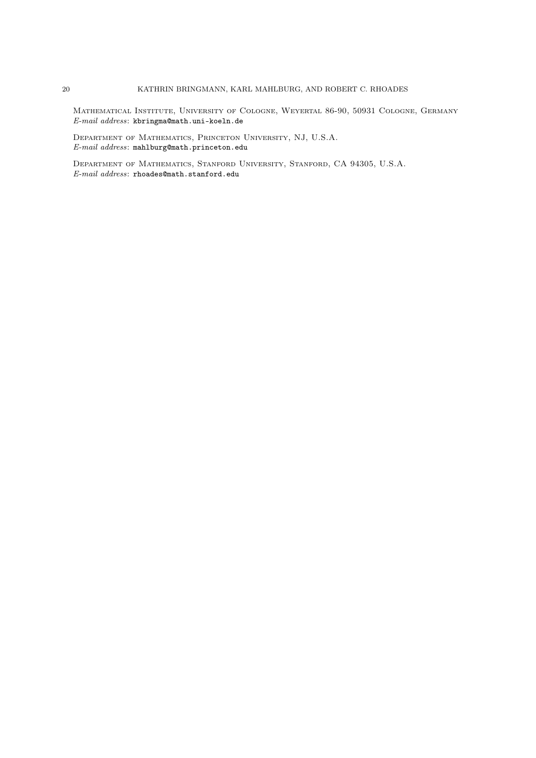Mathematical Institute, University of Cologne, Weyertal 86-90, 50931 Cologne, Germany
*E-mail address*: kbringma@math.uni-koeln.de

Department of Mathematics, Princeton University, NJ, U.S.A.
*E-mail address*: mahlburg@math.princeton.edu

Department of Mathematics, Stanford University, Stanford, CA 94305, U.S.A.
*E-mail address*: rhoades@math.stanford.edu